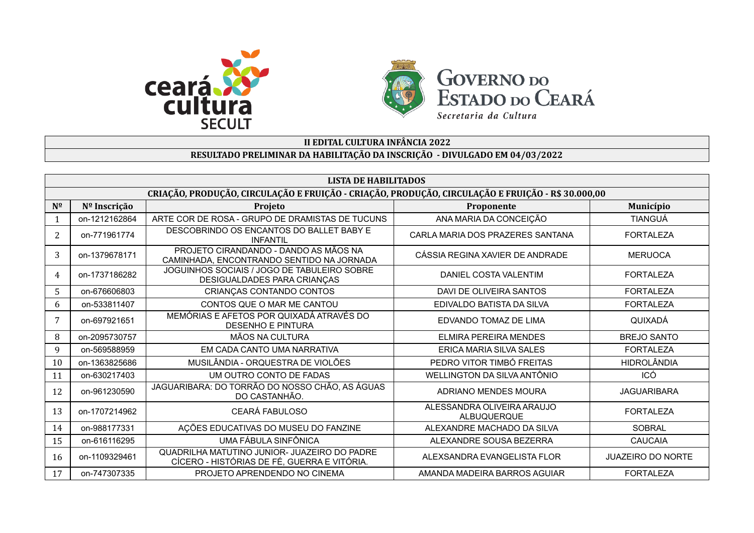ceará cultura SECULT

GOVERNO DO ESTADO DO CEARÁ
*Secretaria da Cultura*

## II EDITAL CULTURA INFÂNCIA 2022

## RESULTADO PRELIMINAR DA HABILITAÇÃO DA INSCRIÇÃO - DIVULGADO EM 04/03/2022

### LISTA DE HABILITADOS

**CRIAÇÃO, PRODUÇÃO, CIRCULAÇÃO E FRUIÇÃO - CRIAÇÃO, PRODUÇÃO, CIRCULAÇÃO E FRUIÇÃO - R$ 30.000,00**

| Nº | Nº Inscrição | Projeto | Proponente | Município |
|---|---|---|---|---|
| 1 | on-1212162864 | ARTE COR DE ROSA - GRUPO DE DRAMISTAS DE TUCUNS | ANA MARIA DA CONCEIÇÃO | TIANGUÁ |
| 2 | on-771961774 | DESCOBRINDO OS ENCANTOS DO BALLET BABY E INFANTIL | CARLA MARIA DOS PRAZERES SANTANA | FORTALEZA |
| 3 | on-1379678171 | PROJETO CIRANDANDO - DANDO AS MÃOS NA CAMINHADA, ENCONTRANDO SENTIDO NA JORNADA | CÁSSIA REGINA XAVIER DE ANDRADE | MERUOCA |
| 4 | on-1737186282 | JOGUINHOS SOCIAIS / JOGO DE TABULEIRO SOBRE DESIGUALDADES PARA CRIANÇAS | DANIEL COSTA VALENTIM | FORTALEZA |
| 5 | on-676606803 | CRIANÇAS CONTANDO CONTOS | DAVI DE OLIVEIRA SANTOS | FORTALEZA |
| 6 | on-533811407 | CONTOS QUE O MAR ME CANTOU | EDIVALDO BATISTA DA SILVA | FORTALEZA |
| 7 | on-697921651 | MEMÓRIAS E AFETOS POR QUIXADÁ ATRAVÉS DO DESENHO E PINTURA | EDVANDO TOMAZ DE LIMA | QUIXADÁ |
| 8 | on-2095730757 | MÃOS NA CULTURA | ELMIRA PEREIRA MENDES | BREJO SANTO |
| 9 | on-569588959 | EM CADA CANTO UMA NARRATIVA | ERICA MARIA SILVA SALES | FORTALEZA |
| 10 | on-1363825686 | MUSILÂNDIA - ORQUESTRA DE VIOLÕES | PEDRO VITOR TIMBÓ FREITAS | HIDROLÂNDIA |
| 11 | on-630217403 | UM OUTRO CONTO DE FADAS | WELLINGTON DA SILVA ANTÔNIO | ICÓ |
| 12 | on-961230590 | JAGUARIBARA: DO TORRÃO DO NOSSO CHÃO, AS ÁGUAS DO CASTANHÃO. | ADRIANO MENDES MOURA | JAGUARIBARA |
| 13 | on-1707214962 | CEARÁ FABULOSO | ALESSANDRA OLIVEIRA ARAUJO ALBUQUERQUE | FORTALEZA |
| 14 | on-988177331 | AÇÕES EDUCATIVAS DO MUSEU DO FANZINE | ALEXANDRE MACHADO DA SILVA | SOBRAL |
| 15 | on-616116295 | UMA FÁBULA SINFÔNICA | ALEXANDRE SOUSA BEZERRA | CAUCAIA |
| 16 | on-1109329461 | QUADRILHA MATUTINO JUNIOR- JUAZEIRO DO PADRE CÍCERO - HISTÓRIAS DE FÉ, GUERRA E VITÓRIA. | ALEXSANDRA EVANGELISTA FLOR | JUAZEIRO DO NORTE |
| 17 | on-747307335 | PROJETO APRENDENDO NO CINEMA | AMANDA MADEIRA BARROS AGUIAR | FORTALEZA |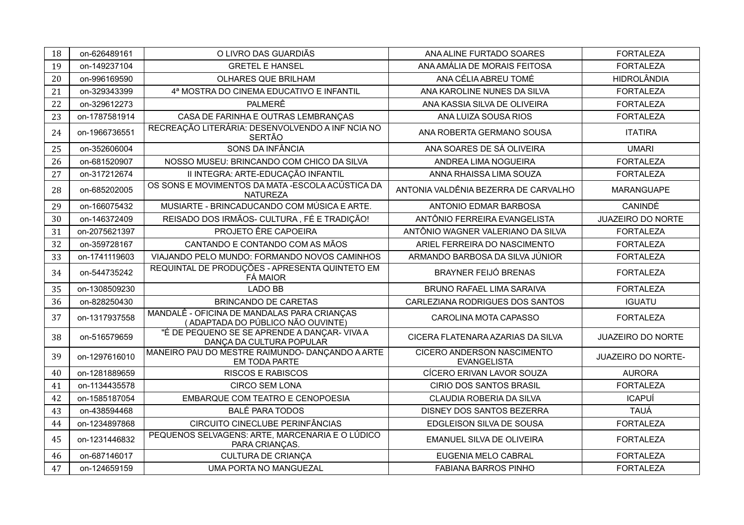| 18 | on-626489161 | O LIVRO DAS GUARDIÃS | ANA ALINE FURTADO SOARES | FORTALEZA |
|---|---|---|---|---|
| 19 | on-149237104 | GRETEL E HANSEL | ANA AMÁLIA DE MORAIS FEITOSA | FORTALEZA |
| 20 | on-996169590 | OLHARES QUE BRILHAM | ANA CÉLIA ABREU TOMÉ | HIDROLÂNDIA |
| 21 | on-329343399 | 4ª MOSTRA DO CINEMA EDUCATIVO E INFANTIL | ANA KAROLINE NUNES DA SILVA | FORTALEZA |
| 22 | on-329612273 | PALMERÊ | ANA KASSIA SILVA DE OLIVEIRA | FORTALEZA |
| 23 | on-1787581914 | CASA DE FARINHA E OUTRAS LEMBRANÇAS | ANA LUIZA SOUSA RIOS | FORTALEZA |
| 24 | on-1966736551 | RECREAÇÃO LITERÁRIA: DESENVOLVENDO A INF NCIA NO SERTÃO | ANA ROBERTA GERMANO SOUSA | ITATIRA |
| 25 | on-352606004 | SONS DA INFÂNCIA | ANA SOARES DE SÁ OLIVEIRA | UMARI |
| 26 | on-681520907 | NOSSO MUSEU: BRINCANDO COM CHICO DA SILVA | ANDREA LIMA NOGUEIRA | FORTALEZA |
| 27 | on-317212674 | II INTEGRA: ARTE-EDUCAÇÃO INFANTIL | ANNA RHAISSA LIMA SOUZA | FORTALEZA |
| 28 | on-685202005 | OS SONS E MOVIMENTOS DA MATA -ESCOLA ACÚSTICA DA NATUREZA | ANTONIA VALDÊNIA BEZERRA DE CARVALHO | MARANGUAPE |
| 29 | on-166075432 | MUSIARTE - BRINCADUCANDO COM MÚSICA E ARTE. | ANTONIO EDMAR BARBOSA | CANINDÉ |
| 30 | on-146372409 | REISADO DOS IRMÃOS- CULTURA , FÉ E TRADIÇÃO! | ANTÔNIO FERREIRA EVANGELISTA | JUAZEIRO DO NORTE |
| 31 | on-2075621397 | PROJETO ÊRE CAPOEIRA | ANTÔNIO WAGNER VALERIANO DA SILVA | FORTALEZA |
| 32 | on-359728167 | CANTANDO E CONTANDO COM AS MÃOS | ARIEL FERREIRA DO NASCIMENTO | FORTALEZA |
| 33 | on-1741119603 | VIAJANDO PELO MUNDO: FORMANDO NOVOS CAMINHOS | ARMANDO BARBOSA DA SILVA JÚNIOR | FORTALEZA |
| 34 | on-544735242 | REQUINTAL DE PRODUÇÕES - APRESENTA QUINTETO EM FÁ MAIOR | BRAYNER FEIJÓ BRENAS | FORTALEZA |
| 35 | on-1308509230 | LADO BB | BRUNO RAFAEL LIMA SARAIVA | FORTALEZA |
| 36 | on-828250430 | BRINCANDO DE CARETAS | CARLEZIANA RODRIGUES DOS SANTOS | IGUATU |
| 37 | on-1317937558 | MANDALÊ - OFICINA DE MANDALAS PARA CRIANÇAS ( ADAPTADA DO PÚBLICO NÃO OUVINTE) | CAROLINA MOTA CAPASSO | FORTALEZA |
| 38 | on-516579659 | "É DE PEQUENO SE SE APRENDE A DANÇAR- VIVA A DANÇA DA CULTURA POPULAR | CICERA FLATENARA AZARIAS DA SILVA | JUAZEIRO DO NORTE |
| 39 | on-1297616010 | MANEIRO PAU DO MESTRE RAIMUNDO- DANÇANDO A ARTE EM TODA PARTE | CICERO ANDERSON NASCIMENTO EVANGELISTA | JUAZEIRO DO NORTE- |
| 40 | on-1281889659 | RISCOS E RABISCOS | CÍCERO ERIVAN LAVOR SOUZA | AURORA |
| 41 | on-1134435578 | CIRCO SEM LONA | CIRIO DOS SANTOS BRASIL | FORTALEZA |
| 42 | on-1585187054 | EMBARQUE COM TEATRO E CENOPOESIA | CLAUDIA ROBERIA DA SILVA | ICAPUÍ |
| 43 | on-438594468 | BALÉ PARA TODOS | DISNEY DOS SANTOS BEZERRA | TAUÁ |
| 44 | on-1234897868 | CIRCUITO CINECLUBE PERINFÂNCIAS | EDGLEISON SILVA DE SOUSA | FORTALEZA |
| 45 | on-1231446832 | PEQUENOS SELVAGENS: ARTE, MARCENARIA E O LÚDICO PARA CRIANÇAS. | EMANUEL SILVA DE OLIVEIRA | FORTALEZA |
| 46 | on-687146017 | CULTURA DE CRIANÇA | EUGENIA MELO CABRAL | FORTALEZA |
| 47 | on-124659159 | UMA PORTA NO MANGUEZAL | FABIANA BARROS PINHO | FORTALEZA |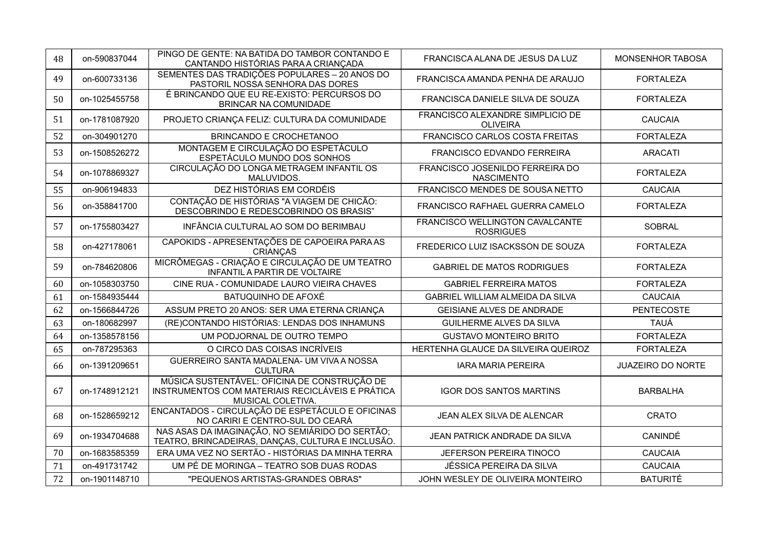| 48 | on-590837044 | PINGO DE GENTE: NA BATIDA DO TAMBOR CONTANDO E CANTANDO HISTÓRIAS PARA A CRIANÇADA | FRANCISCA ALANA DE JESUS DA LUZ | MONSENHOR TABOSA |
|---|---|---|---|---|
| 49 | on-600733136 | SEMENTES DAS TRADIÇÕES POPULARES – 20 ANOS DO PASTORIL NOSSA SENHORA DAS DORES | FRANCISCA AMANDA PENHA DE ARAUJO | FORTALEZA |
| 50 | on-1025455758 | É BRINCANDO QUE EU RE-EXISTO: PERCURSOS DO BRINCAR NA COMUNIDADE | FRANCISCA DANIELE SILVA DE SOUZA | FORTALEZA |
| 51 | on-1781087920 | PROJETO CRIANÇA FELIZ: CULTURA DA COMUNIDADE | FRANCISCO ALEXANDRE SIMPLICIO DE OLIVEIRA | CAUCAIA |
| 52 | on-304901270 | BRINCANDO E CROCHETANOO | FRANCISCO CARLOS COSTA FREITAS | FORTALEZA |
| 53 | on-1508526272 | MONTAGEM E CIRCULAÇÃO DO ESPETÁCULO ESPETÁCULO MUNDO DOS SONHOS | FRANCISCO EDVANDO FERREIRA | ARACATI |
| 54 | on-1078869327 | CIRCULAÇÃO DO LONGA METRAGEM INFANTIL OS MALUVIDOS. | FRANCISCO JOSENILDO FERREIRA DO NASCIMENTO | FORTALEZA |
| 55 | on-906194833 | DEZ HISTÓRIAS EM CORDÉIS | FRANCISCO MENDES DE SOUSA NETTO | CAUCAIA |
| 56 | on-358841700 | CONTAÇÃO DE HISTÓRIAS "A VIAGEM DE CHICÃO: DESCOBRINDO E REDESCOBRINDO OS BRASIS" | FRANCISCO RAFHAEL GUERRA CAMELO | FORTALEZA |
| 57 | on-1755803427 | INFÂNCIA CULTURAL AO SOM DO BERIMBAU | FRANCISCO WELLINGTON CAVALCANTE ROSRIGUES | SOBRAL |
| 58 | on-427178061 | CAPOKIDS - APRESENTAÇÕES DE CAPOEIRA PARA AS CRIANÇAS | FREDERICO LUIZ ISACKSSON DE SOUZA | FORTALEZA |
| 59 | on-784620806 | MICRÔMEGAS - CRIAÇÃO E CIRCULAÇÃO DE UM TEATRO INFANTIL A PARTIR DE VOLTAIRE | GABRIEL DE MATOS RODRIGUES | FORTALEZA |
| 60 | on-1058303750 | CINE RUA - COMUNIDADE LAURO VIEIRA CHAVES | GABRIEL FERREIRA MATOS | FORTALEZA |
| 61 | on-1584935444 | BATUQUINHO DE AFOXÉ | GABRIEL WILLIAM ALMEIDA DA SILVA | CAUCAIA |
| 62 | on-1566844726 | ASSUM PRETO 20 ANOS: SER UMA ETERNA CRIANÇA | GEISIANE ALVES DE ANDRADE | PENTECOSTE |
| 63 | on-180682997 | (RE)CONTANDO HISTÓRIAS: LENDAS DOS INHAMUNS | GUILHERME ALVES DA SILVA | TAUÁ |
| 64 | on-1358578156 | UM PODJORNAL DE OUTRO TEMPO | GUSTAVO MONTEIRO BRITO | FORTALEZA |
| 65 | on-787295363 | O CIRCO DAS COISAS INCRÍVEIS | HERTENHA GLAUCE DA SILVEIRA QUEIROZ | FORTALEZA |
| 66 | on-1391209651 | GUERREIRO SANTA MADALENA- UM VIVA A NOSSA CULTURA | IARA MARIA PEREIRA | JUAZEIRO DO NORTE |
| 67 | on-1748912121 | MÚSICA SUSTENTÁVEL: OFICINA DE CONSTRUÇÃO DE INSTRUMENTOS COM MATERIAIS RECICLÁVEIS E PRÁTICA MUSICAL COLETIVA. | IGOR DOS SANTOS MARTINS | BARBALHA |
| 68 | on-1528659212 | ENCANTADOS - CIRCULAÇÃO DE ESPETÁCULO E OFICINAS NO CARIRI E CENTRO-SUL DO CEARÁ | JEAN ALEX SILVA DE ALENCAR | CRATO |
| 69 | on-1934704688 | NAS ASAS DA IMAGINAÇÃO, NO SEMIÁRIDO DO SERTÃO; TEATRO, BRINCADEIRAS, DANÇAS, CULTURA E INCLUSÃO. | JEAN PATRICK ANDRADE DA SILVA | CANINDÉ |
| 70 | on-1683585359 | ERA UMA VEZ NO SERTÃO - HISTÓRIAS DA MINHA TERRA | JEFERSON PEREIRA TINOCO | CAUCAIA |
| 71 | on-491731742 | UM PÉ DE MORINGA – TEATRO SOB DUAS RODAS | JÉSSICA PEREIRA DA SILVA | CAUCAIA |
| 72 | on-1901148710 | "PEQUENOS ARTISTAS-GRANDES OBRAS" | JOHN WESLEY DE OLIVEIRA MONTEIRO | BATURITÉ |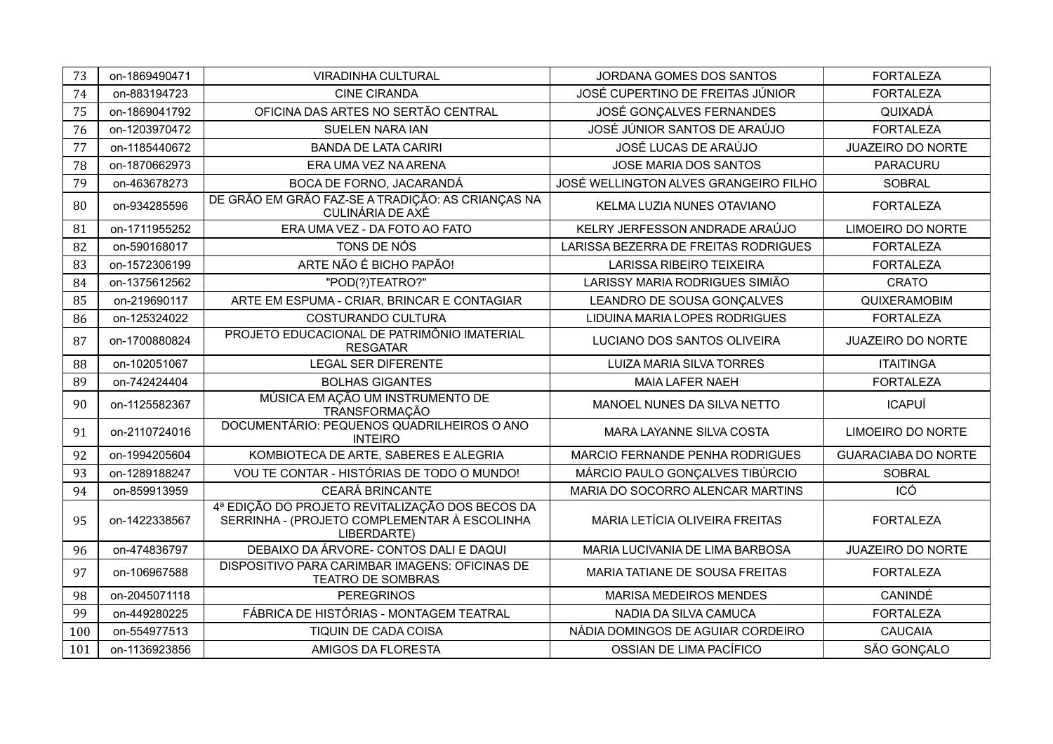| 73 | on-1869490471 | VIRADINHA CULTURAL | JORDANA GOMES DOS SANTOS | FORTALEZA |
|---|---|---|---|---|
| 74 | on-883194723 | CINE CIRANDA | JOSÉ CUPERTINO DE FREITAS JÚNIOR | FORTALEZA |
| 75 | on-1869041792 | OFICINA DAS ARTES NO SERTÃO CENTRAL | JOSÉ GONÇALVES FERNANDES | QUIXADÁ |
| 76 | on-1203970472 | SUELEN NARA IAN | JOSÉ JÚNIOR SANTOS DE ARAÚJO | FORTALEZA |
| 77 | on-1185440672 | BANDA DE LATA CARIRI | JOSÉ LUCAS DE ARAÚJO | JUAZEIRO DO NORTE |
| 78 | on-1870662973 | ERA UMA VEZ NA ARENA | JOSE MARIA DOS SANTOS | PARACURU |
| 79 | on-463678273 | BOCA DE FORNO, JACARANDÁ | JOSÉ WELLINGTON ALVES GRANGEIRO FILHO | SOBRAL |
| 80 | on-934285596 | DE GRÃO EM GRÃO FAZ-SE A TRADIÇÃO: AS CRIANÇAS NA CULINÁRIA DE AXÉ | KELMA LUZIA NUNES OTAVIANO | FORTALEZA |
| 81 | on-1711955252 | ERA UMA VEZ - DA FOTO AO FATO | KELRY JERFESSON ANDRADE ARAÚJO | LIMOEIRO DO NORTE |
| 82 | on-590168017 | TONS DE NÓS | LARISSA BEZERRA DE FREITAS RODRIGUES | FORTALEZA |
| 83 | on-1572306199 | ARTE NÃO É BICHO PAPÃO! | LARISSA RIBEIRO TEIXEIRA | FORTALEZA |
| 84 | on-1375612562 | "POD(?)TEATRO?" | LARISSY MARIA RODRIGUES SIMIÃO | CRATO |
| 85 | on-219690117 | ARTE EM ESPUMA - CRIAR, BRINCAR E CONTAGIAR | LEANDRO DE SOUSA GONÇALVES | QUIXERAMOBIM |
| 86 | on-125324022 | COSTURANDO CULTURA | LIDUINA MARIA LOPES RODRIGUES | FORTALEZA |
| 87 | on-1700880824 | PROJETO EDUCACIONAL DE PATRIMÔNIO IMATERIAL RESGATAR | LUCIANO DOS SANTOS OLIVEIRA | JUAZEIRO DO NORTE |
| 88 | on-102051067 | LEGAL SER DIFERENTE | LUIZA MARIA SILVA TORRES | ITAITINGA |
| 89 | on-742424404 | BOLHAS GIGANTES | MAIA LAFER NAEH | FORTALEZA |
| 90 | on-1125582367 | MÚSICA EM AÇÃO UM INSTRUMENTO DE TRANSFORMAÇÃO | MANOEL NUNES DA SILVA NETTO | ICAPUÍ |
| 91 | on-2110724016 | DOCUMENTÁRIO: PEQUENOS QUADRILHEIROS O ANO INTEIRO | MARA LAYANNE SILVA COSTA | LIMOEIRO DO NORTE |
| 92 | on-1994205604 | KOMBIOTECA DE ARTE, SABERES E ALEGRIA | MARCIO FERNANDE PENHA RODRIGUES | GUARACIABA DO NORTE |
| 93 | on-1289188247 | VOU TE CONTAR - HISTÓRIAS DE TODO O MUNDO! | MÁRCIO PAULO GONÇALVES TIBÚRCIO | SOBRAL |
| 94 | on-859913959 | CEARÁ BRINCANTE | MARIA DO SOCORRO ALENCAR MARTINS | ICÓ |
| 95 | on-1422338567 | 4ª EDIÇÃO DO PROJETO REVITALIZAÇÃO DOS BECOS DA SERRINHA - (PROJETO COMPLEMENTAR À ESCOLINHA LIBERDARTE) | MARIA LETÍCIA OLIVEIRA FREITAS | FORTALEZA |
| 96 | on-474836797 | DEBAIXO DA ÁRVORE- CONTOS DALI E DAQUI | MARIA LUCIVANIA DE LIMA BARBOSA | JUAZEIRO DO NORTE |
| 97 | on-106967588 | DISPOSITIVO PARA CARIMBAR IMAGENS: OFICINAS DE TEATRO DE SOMBRAS | MARIA TATIANE DE SOUSA FREITAS | FORTALEZA |
| 98 | on-2045071118 | PEREGRINOS | MARISA MEDEIROS MENDES | CANINDÉ |
| 99 | on-449280225 | FÁBRICA DE HISTÓRIAS - MONTAGEM TEATRAL | NADIA DA SILVA CAMUCA | FORTALEZA |
| 100 | on-554977513 | TIQUIN DE CADA COISA | NÁDIA DOMINGOS DE AGUIAR CORDEIRO | CAUCAIA |
| 101 | on-1136923856 | AMIGOS DA FLORESTA | OSSIAN DE LIMA PACÍFICO | SÃO GONÇALO |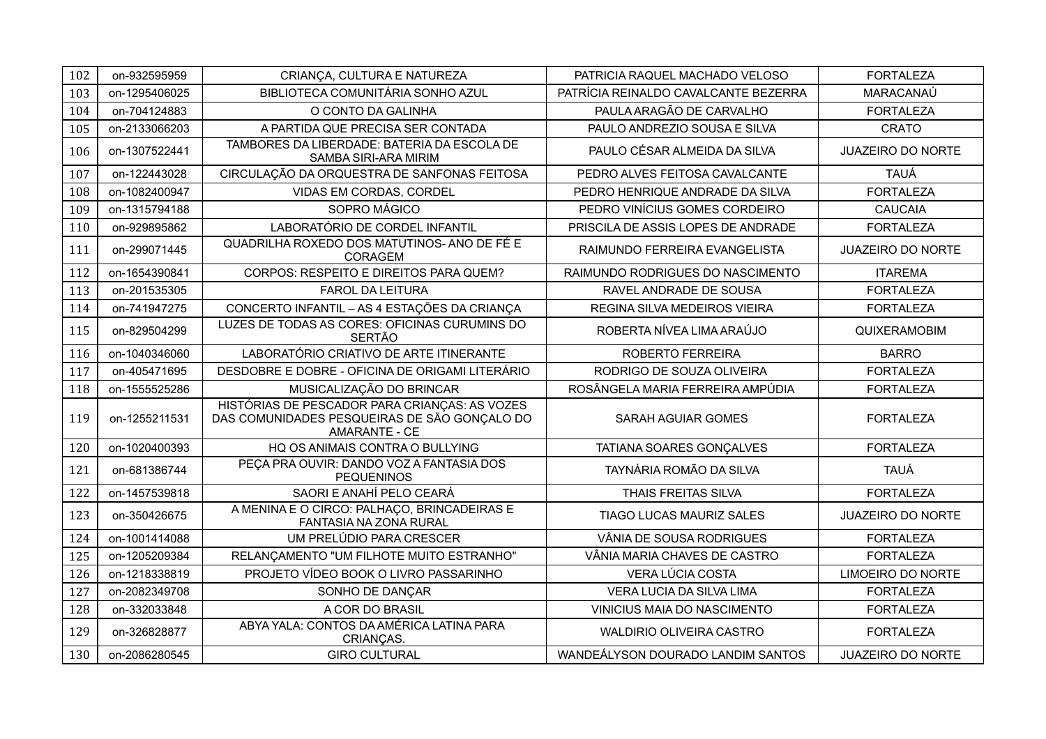| | | | | |
|---|---|---|---|---|
| 102 | on-932595959 | CRIANÇA, CULTURA E NATUREZA | PATRICIA RAQUEL MACHADO VELOSO | FORTALEZA |
| 103 | on-1295406025 | BIBLIOTECA COMUNITÁRIA SONHO AZUL | PATRÍCIA REINALDO CAVALCANTE BEZERRA | MARACANAÚ |
| 104 | on-704124883 | O CONTO DA GALINHA | PAULA ARAGÃO DE CARVALHO | FORTALEZA |
| 105 | on-2133066203 | A PARTIDA QUE PRECISA SER CONTADA | PAULO ANDREZIO SOUSA E SILVA | CRATO |
| 106 | on-1307522441 | TAMBORES DA LIBERDADE: BATERIA DA ESCOLA DE SAMBA SIRI-ARA MIRIM | PAULO CÉSAR ALMEIDA DA SILVA | JUAZEIRO DO NORTE |
| 107 | on-122443028 | CIRCULAÇÃO DA ORQUESTRA DE SANFONAS FEITOSA | PEDRO ALVES FEITOSA CAVALCANTE | TAUÁ |
| 108 | on-1082400947 | VIDAS EM CORDAS, CORDEL | PEDRO HENRIQUE ANDRADE DA SILVA | FORTALEZA |
| 109 | on-1315794188 | SOPRO MÁGICO | PEDRO VINÍCIUS GOMES CORDEIRO | CAUCAIA |
| 110 | on-929895862 | LABORATÓRIO DE CORDEL INFANTIL | PRISCILA DE ASSIS LOPES DE ANDRADE | FORTALEZA |
| 111 | on-299071445 | QUADRILHA ROXEDO DOS MATUTINOS- ANO DE FÉ E CORAGEM | RAIMUNDO FERREIRA EVANGELISTA | JUAZEIRO DO NORTE |
| 112 | on-1654390841 | CORPOS: RESPEITO E DIREITOS PARA QUEM? | RAIMUNDO RODRIGUES DO NASCIMENTO | ITAREMA |
| 113 | on-201535305 | FAROL DA LEITURA | RAVEL ANDRADE DE SOUSA | FORTALEZA |
| 114 | on-741947275 | CONCERTO INFANTIL – AS 4 ESTAÇÕES DA CRIANÇA | REGINA SILVA MEDEIROS VIEIRA | FORTALEZA |
| 115 | on-829504299 | LUZES DE TODAS AS CORES: OFICINAS CURUMINS DO SERTÃO | ROBERTA NÍVEA LIMA ARAÚJO | QUIXERAMOBIM |
| 116 | on-1040346060 | LABORATÓRIO CRIATIVO DE ARTE ITINERANTE | ROBERTO FERREIRA | BARRO |
| 117 | on-405471695 | DESDOBRE E DOBRE - OFICINA DE ORIGAMI LITERÁRIO | RODRIGO DE SOUZA OLIVEIRA | FORTALEZA |
| 118 | on-1555525286 | MUSICALIZAÇÃO DO BRINCAR | ROSÂNGELA MARIA FERREIRA AMPÚDIA | FORTALEZA |
| 119 | on-1255211531 | HISTÓRIAS DE PESCADOR PARA CRIANÇAS: AS VOZES DAS COMUNIDADES PESQUEIRAS DE SÃO GONÇALO DO AMARANTE - CE | SARAH AGUIAR GOMES | FORTALEZA |
| 120 | on-1020400393 | HQ OS ANIMAIS CONTRA O BULLYING | TATIANA SOARES GONÇALVES | FORTALEZA |
| 121 | on-681386744 | PEÇA PRA OUVIR: DANDO VOZ A FANTASIA DOS PEQUENINOS | TAYNÁRIA ROMÃO DA SILVA | TAUÁ |
| 122 | on-1457539818 | SAORI E ANAHÍ PELO CEARÁ | THAIS FREITAS SILVA | FORTALEZA |
| 123 | on-350426675 | A MENINA E O CIRCO: PALHAÇO, BRINCADEIRAS E FANTASIA NA ZONA RURAL | TIAGO LUCAS MAURIZ SALES | JUAZEIRO DO NORTE |
| 124 | on-1001414088 | UM PRELÚDIO PARA CRESCER | VÂNIA DE SOUSA RODRIGUES | FORTALEZA |
| 125 | on-1205209384 | RELANÇAMENTO "UM FILHOTE MUITO ESTRANHO" | VÂNIA MARIA CHAVES DE CASTRO | FORTALEZA |
| 126 | on-1218338819 | PROJETO VÍDEO BOOK O LIVRO PASSARINHO | VERA LÚCIA COSTA | LIMOEIRO DO NORTE |
| 127 | on-2082349708 | SONHO DE DANÇAR | VERA LUCIA DA SILVA LIMA | FORTALEZA |
| 128 | on-332033848 | A COR DO BRASIL | VINICIUS MAIA DO NASCIMENTO | FORTALEZA |
| 129 | on-326828877 | ABYA YALA: CONTOS DA AMÉRICA LATINA PARA CRIANÇAS. | WALDIRIO OLIVEIRA CASTRO | FORTALEZA |
| 130 | on-2086280545 | GIRO CULTURAL | WANDEÁLYSON DOURADO LANDIM SANTOS | JUAZEIRO DO NORTE |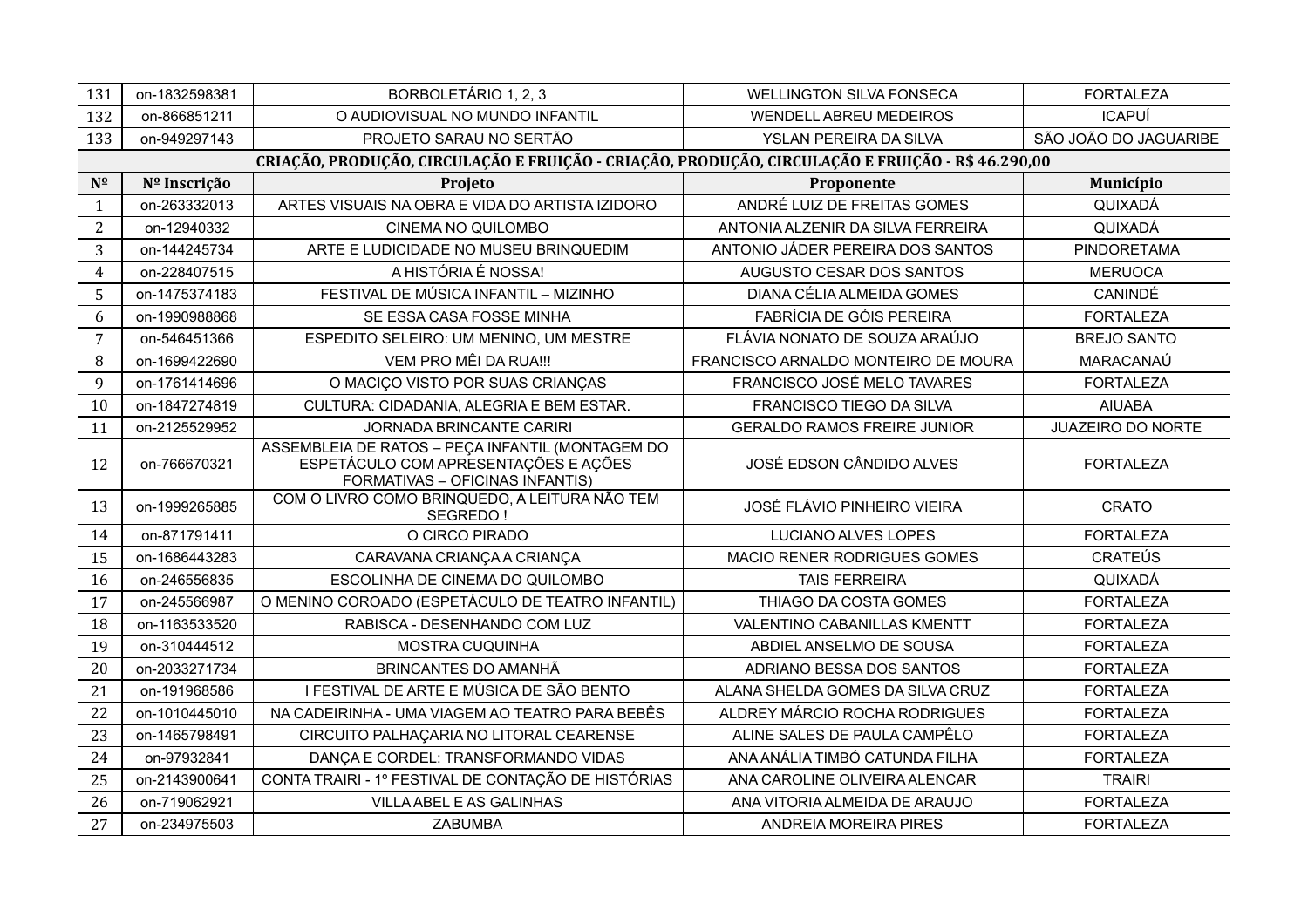| 131 | on-1832598381 | BORBOLETÁRIO 1, 2, 3 | WELLINGTON SILVA FONSECA | FORTALEZA |
|---|---|---|---|---|
| 132 | on-866851211 | O AUDIOVISUAL NO MUNDO INFANTIL | WENDELL ABREU MEDEIROS | ICAPUÍ |
| 133 | on-949297143 | PROJETO SARAU NO SERTÃO | YSLAN PEREIRA DA SILVA | SÃO JOÃO DO JAGUARIBE |

**CRIAÇÃO, PRODUÇÃO, CIRCULAÇÃO E FRUIÇÃO - CRIAÇÃO, PRODUÇÃO, CIRCULAÇÃO E FRUIÇÃO - R$ 46.290,00**

| Nº | Nº Inscrição | Projeto | Proponente | Município |
|---|---|---|---|---|
| 1 | on-263332013 | ARTES VISUAIS NA OBRA E VIDA DO ARTISTA IZIDORO | ANDRÉ LUIZ DE FREITAS GOMES | QUIXADÁ |
| 2 | on-12940332 | CINEMA NO QUILOMBO | ANTONIA ALZENIR DA SILVA FERREIRA | QUIXADÁ |
| 3 | on-144245734 | ARTE E LUDICIDADE NO MUSEU BRINQUEDIM | ANTONIO JÁDER PEREIRA DOS SANTOS | PINDORETAMA |
| 4 | on-228407515 | A HISTÓRIA É NOSSA! | AUGUSTO CESAR DOS SANTOS | MERUOCA |
| 5 | on-1475374183 | FESTIVAL DE MÚSICA INFANTIL – MIZINHO | DIANA CÉLIA ALMEIDA GOMES | CANINDÉ |
| 6 | on-1990988868 | SE ESSA CASA FOSSE MINHA | FABRÍCIA DE GÓIS PEREIRA | FORTALEZA |
| 7 | on-546451366 | ESPEDITO SELEIRO: UM MENINO, UM MESTRE | FLÁVIA NONATO DE SOUZA ARAÚJO | BREJO SANTO |
| 8 | on-1699422690 | VEM PRO MÊI DA RUA!!! | FRANCISCO ARNALDO MONTEIRO DE MOURA | MARACANAÚ |
| 9 | on-1761414696 | O MACIÇO VISTO POR SUAS CRIANÇAS | FRANCISCO JOSÉ MELO TAVARES | FORTALEZA |
| 10 | on-1847274819 | CULTURA: CIDADANIA, ALEGRIA E BEM ESTAR. | FRANCISCO TIEGO DA SILVA | AIUABA |
| 11 | on-2125529952 | JORNADA BRINCANTE CARIRI | GERALDO RAMOS FREIRE JUNIOR | JUAZEIRO DO NORTE |
| 12 | on-766670321 | ASSEMBLEIA DE RATOS – PEÇA INFANTIL (MONTAGEM DO ESPETÁCULO COM APRESENTAÇÕES E AÇÕES FORMATIVAS – OFICINAS INFANTIS) | JOSÉ EDSON CÂNDIDO ALVES | FORTALEZA |
| 13 | on-1999265885 | COM O LIVRO COMO BRINQUEDO, A LEITURA NÃO TEM SEGREDO ! | JOSÉ FLÁVIO PINHEIRO VIEIRA | CRATO |
| 14 | on-871791411 | O CIRCO PIRADO | LUCIANO ALVES LOPES | FORTALEZA |
| 15 | on-1686443283 | CARAVANA CRIANÇA A CRIANÇA | MACIO RENER RODRIGUES GOMES | CRATEÚS |
| 16 | on-246556835 | ESCOLINHA DE CINEMA DO QUILOMBO | TAIS FERREIRA | QUIXADÁ |
| 17 | on-245566987 | O MENINO COROADO (ESPETÁCULO DE TEATRO INFANTIL) | THIAGO DA COSTA GOMES | FORTALEZA |
| 18 | on-1163533520 | RABISCA - DESENHANDO COM LUZ | VALENTINO CABANILLAS KMENTT | FORTALEZA |
| 19 | on-310444512 | MOSTRA CUQUINHA | ABDIEL ANSELMO DE SOUSA | FORTALEZA |
| 20 | on-2033271734 | BRINCANTES DO AMANHÃ | ADRIANO BESSA DOS SANTOS | FORTALEZA |
| 21 | on-191968586 | I FESTIVAL DE ARTE E MÚSICA DE SÃO BENTO | ALANA SHELDA GOMES DA SILVA CRUZ | FORTALEZA |
| 22 | on-1010445010 | NA CADEIRINHA - UMA VIAGEM AO TEATRO PARA BEBÊS | ALDREY MÁRCIO ROCHA RODRIGUES | FORTALEZA |
| 23 | on-1465798491 | CIRCUITO PALHAÇARIA NO LITORAL CEARENSE | ALINE SALES DE PAULA CAMPÊLO | FORTALEZA |
| 24 | on-97932841 | DANÇA E CORDEL: TRANSFORMANDO VIDAS | ANA ANÁLIA TIMBÓ CATUNDA FILHA | FORTALEZA |
| 25 | on-2143900641 | CONTA TRAIRI - 1º FESTIVAL DE CONTAÇÃO DE HISTÓRIAS | ANA CAROLINE OLIVEIRA ALENCAR | TRAIRI |
| 26 | on-719062921 | VILLA ABEL E AS GALINHAS | ANA VITORIA ALMEIDA DE ARAUJO | FORTALEZA |
| 27 | on-234975503 | ZABUMBA | ANDREIA MOREIRA PIRES | FORTALEZA |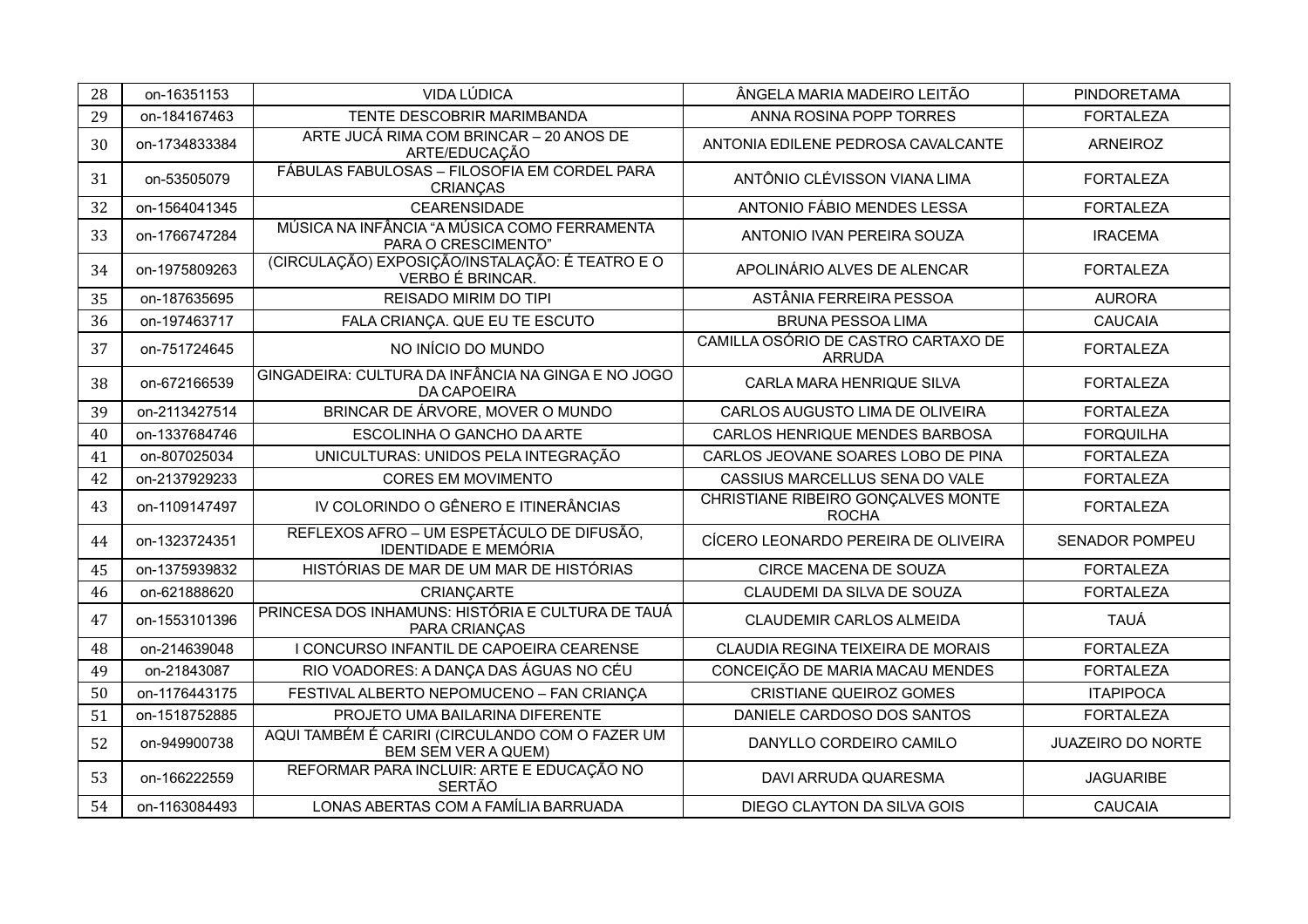| 28 | on-16351153 | VIDA LÚDICA | ÂNGELA MARIA MADEIRO LEITÃO | PINDORETAMA |
|---|---|---|---|---|
| 29 | on-184167463 | TENTE DESCOBRIR MARIMBANDA | ANNA ROSINA POPP TORRES | FORTALEZA |
| 30 | on-1734833384 | ARTE JUCÁ RIMA COM BRINCAR – 20 ANOS DE ARTE/EDUCAÇÃO | ANTONIA EDILENE PEDROSA CAVALCANTE | ARNEIROZ |
| 31 | on-53505079 | FÁBULAS FABULOSAS – FILOSOFIA EM CORDEL PARA CRIANÇAS | ANTÔNIO CLÉVISSON VIANA LIMA | FORTALEZA |
| 32 | on-1564041345 | CEARENSIDADE | ANTONIO FÁBIO MENDES LESSA | FORTALEZA |
| 33 | on-1766747284 | MÚSICA NA INFÂNCIA "A MÚSICA COMO FERRAMENTA PARA O CRESCIMENTO" | ANTONIO IVAN PEREIRA SOUZA | IRACEMA |
| 34 | on-1975809263 | (CIRCULAÇÃO) EXPOSIÇÃO/INSTALAÇÃO: É TEATRO E O VERBO É BRINCAR. | APOLINÁRIO ALVES DE ALENCAR | FORTALEZA |
| 35 | on-187635695 | REISADO MIRIM DO TIPI | ASTÂNIA FERREIRA PESSOA | AURORA |
| 36 | on-197463717 | FALA CRIANÇA. QUE EU TE ESCUTO | BRUNA PESSOA LIMA | CAUCAIA |
| 37 | on-751724645 | NO INÍCIO DO MUNDO | CAMILLA OSÓRIO DE CASTRO CARTAXO DE ARRUDA | FORTALEZA |
| 38 | on-672166539 | GINGADEIRA: CULTURA DA INFÂNCIA NA GINGA E NO JOGO DA CAPOEIRA | CARLA MARA HENRIQUE SILVA | FORTALEZA |
| 39 | on-2113427514 | BRINCAR DE ÁRVORE, MOVER O MUNDO | CARLOS AUGUSTO LIMA DE OLIVEIRA | FORTALEZA |
| 40 | on-1337684746 | ESCOLINHA O GANCHO DA ARTE | CARLOS HENRIQUE MENDES BARBOSA | FORQUILHA |
| 41 | on-807025034 | UNICULTURAS: UNIDOS PELA INTEGRAÇÃO | CARLOS JEOVANE SOARES LOBO DE PINA | FORTALEZA |
| 42 | on-2137929233 | CORES EM MOVIMENTO | CASSIUS MARCELLUS SENA DO VALE | FORTALEZA |
| 43 | on-1109147497 | IV COLORINDO O GÊNERO E ITINERÂNCIAS | CHRISTIANE RIBEIRO GONÇALVES MONTE ROCHA | FORTALEZA |
| 44 | on-1323724351 | REFLEXOS AFRO – UM ESPETÁCULO DE DIFUSÃO, IDENTIDADE E MEMÓRIA | CÍCERO LEONARDO PEREIRA DE OLIVEIRA | SENADOR POMPEU |
| 45 | on-1375939832 | HISTÓRIAS DE MAR DE UM MAR DE HISTÓRIAS | CIRCE MACENA DE SOUZA | FORTALEZA |
| 46 | on-621888620 | CRIANÇARTE | CLAUDEMI DA SILVA DE SOUZA | FORTALEZA |
| 47 | on-1553101396 | PRINCESA DOS INHAMUNS: HISTÓRIA E CULTURA DE TAUÁ PARA CRIANÇAS | CLAUDEMIR CARLOS ALMEIDA | TAUÁ |
| 48 | on-214639048 | I CONCURSO INFANTIL DE CAPOEIRA CEARENSE | CLAUDIA REGINA TEIXEIRA DE MORAIS | FORTALEZA |
| 49 | on-21843087 | RIO VOADORES: A DANÇA DAS ÁGUAS NO CÉU | CONCEIÇÃO DE MARIA MACAU MENDES | FORTALEZA |
| 50 | on-1176443175 | FESTIVAL ALBERTO NEPOMUCENO – FAN CRIANÇA | CRISTIANE QUEIROZ GOMES | ITAPIPOCA |
| 51 | on-1518752885 | PROJETO UMA BAILARINA DIFERENTE | DANIELE CARDOSO DOS SANTOS | FORTALEZA |
| 52 | on-949900738 | AQUI TAMBÉM É CARIRI (CIRCULANDO COM O FAZER UM BEM SEM VER A QUEM) | DANYLLO CORDEIRO CAMILO | JUAZEIRO DO NORTE |
| 53 | on-166222559 | REFORMAR PARA INCLUIR: ARTE E EDUCAÇÃO NO SERTÃO | DAVI ARRUDA QUARESMA | JAGUARIBE |
| 54 | on-1163084493 | LONAS ABERTAS COM A FAMÍLIA BARRUADA | DIEGO CLAYTON DA SILVA GOIS | CAUCAIA |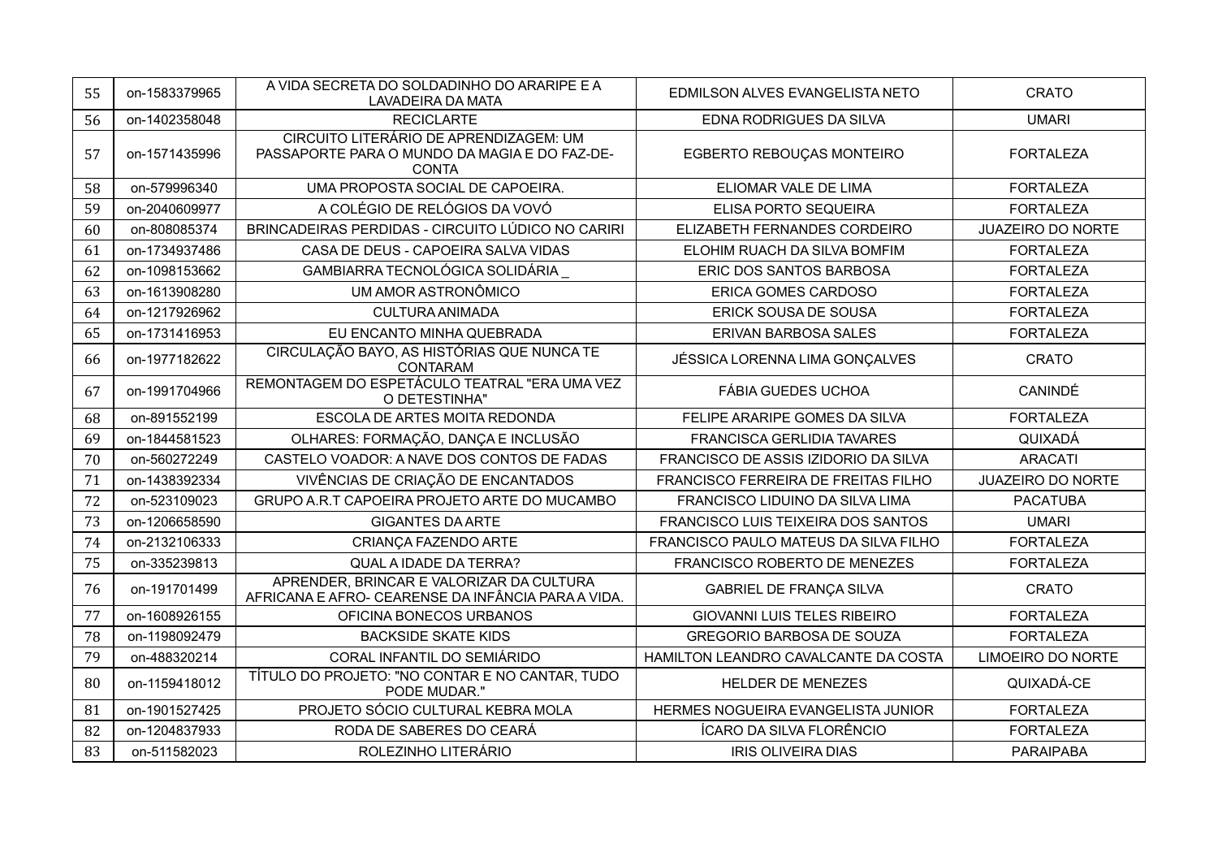| 55 | on-1583379965 | A VIDA SECRETA DO SOLDADINHO DO ARARIPE E A LAVADEIRA DA MATA | EDMILSON ALVES EVANGELISTA NETO | CRATO |
|---|---|---|---|---|
| 56 | on-1402358048 | RECICLARTE | EDNA RODRIGUES DA SILVA | UMARI |
| 57 | on-1571435996 | CIRCUITO LITERÁRIO DE APRENDIZAGEM: UM PASSAPORTE PARA O MUNDO DA MAGIA E DO FAZ-DE-CONTA | EGBERTO REBOUÇAS MONTEIRO | FORTALEZA |
| 58 | on-579996340 | UMA PROPOSTA SOCIAL DE CAPOEIRA. | ELIOMAR VALE DE LIMA | FORTALEZA |
| 59 | on-2040609977 | A COLÉGIO DE RELÓGIOS DA VOVÓ | ELISA PORTO SEQUEIRA | FORTALEZA |
| 60 | on-808085374 | BRINCADEIRAS PERDIDAS - CIRCUITO LÚDICO NO CARIRI | ELIZABETH FERNANDES CORDEIRO | JUAZEIRO DO NORTE |
| 61 | on-1734937486 | CASA DE DEUS - CAPOEIRA SALVA VIDAS | ELOHIM RUACH DA SILVA BOMFIM | FORTALEZA |
| 62 | on-1098153662 | GAMBIARRA TECNOLÓGICA SOLIDÁRIA _ | ERIC DOS SANTOS BARBOSA | FORTALEZA |
| 63 | on-1613908280 | UM AMOR ASTRONÔMICO | ERICA GOMES CARDOSO | FORTALEZA |
| 64 | on-1217926962 | CULTURA ANIMADA | ERICK SOUSA DE SOUSA | FORTALEZA |
| 65 | on-1731416953 | EU ENCANTO MINHA QUEBRADA | ERIVAN BARBOSA SALES | FORTALEZA |
| 66 | on-1977182622 | CIRCULAÇÃO BAYO, AS HISTÓRIAS QUE NUNCA TE CONTARAM | JÉSSICA LORENNA LIMA GONÇALVES | CRATO |
| 67 | on-1991704966 | REMONTAGEM DO ESPETÁCULO TEATRAL "ERA UMA VEZ O DETESTINHA" | FÁBIA GUEDES UCHOA | CANINDÉ |
| 68 | on-891552199 | ESCOLA DE ARTES MOITA REDONDA | FELIPE ARARIPE GOMES DA SILVA | FORTALEZA |
| 69 | on-1844581523 | OLHARES: FORMAÇÃO, DANÇA E INCLUSÃO | FRANCISCA GERLIDIA TAVARES | QUIXADÁ |
| 70 | on-560272249 | CASTELO VOADOR: A NAVE DOS CONTOS DE FADAS | FRANCISCO DE ASSIS IZIDORIO DA SILVA | ARACATI |
| 71 | on-1438392334 | VIVÊNCIAS DE CRIAÇÃO DE ENCANTADOS | FRANCISCO FERREIRA DE FREITAS FILHO | JUAZEIRO DO NORTE |
| 72 | on-523109023 | GRUPO A.R.T CAPOEIRA PROJETO ARTE DO MUCAMBO | FRANCISCO LIDUINO DA SILVA LIMA | PACATUBA |
| 73 | on-1206658590 | GIGANTES DA ARTE | FRANCISCO LUIS TEIXEIRA DOS SANTOS | UMARI |
| 74 | on-2132106333 | CRIANÇA FAZENDO ARTE | FRANCISCO PAULO MATEUS DA SILVA FILHO | FORTALEZA |
| 75 | on-335239813 | QUAL A IDADE DA TERRA? | FRANCISCO ROBERTO DE MENEZES | FORTALEZA |
| 76 | on-191701499 | APRENDER, BRINCAR E VALORIZAR DA CULTURA AFRICANA E AFRO- CEARENSE DA INFÂNCIA PARA A VIDA. | GABRIEL DE FRANÇA SILVA | CRATO |
| 77 | on-1608926155 | OFICINA BONECOS URBANOS | GIOVANNI LUIS TELES RIBEIRO | FORTALEZA |
| 78 | on-1198092479 | BACKSIDE SKATE KIDS | GREGORIO BARBOSA DE SOUZA | FORTALEZA |
| 79 | on-488320214 | CORAL INFANTIL DO SEMIÁRIDO | HAMILTON LEANDRO CAVALCANTE DA COSTA | LIMOEIRO DO NORTE |
| 80 | on-1159418012 | TÍTULO DO PROJETO: "NO CONTAR E NO CANTAR, TUDO PODE MUDAR." | HELDER DE MENEZES | QUIXADÁ-CE |
| 81 | on-1901527425 | PROJETO SÓCIO CULTURAL KEBRA MOLA | HERMES NOGUEIRA EVANGELISTA JUNIOR | FORTALEZA |
| 82 | on-1204837933 | RODA DE SABERES DO CEARÁ | ÍCARO DA SILVA FLORÊNCIO | FORTALEZA |
| 83 | on-511582023 | ROLEZINHO LITERÁRIO | IRIS OLIVEIRA DIAS | PARAIPABA |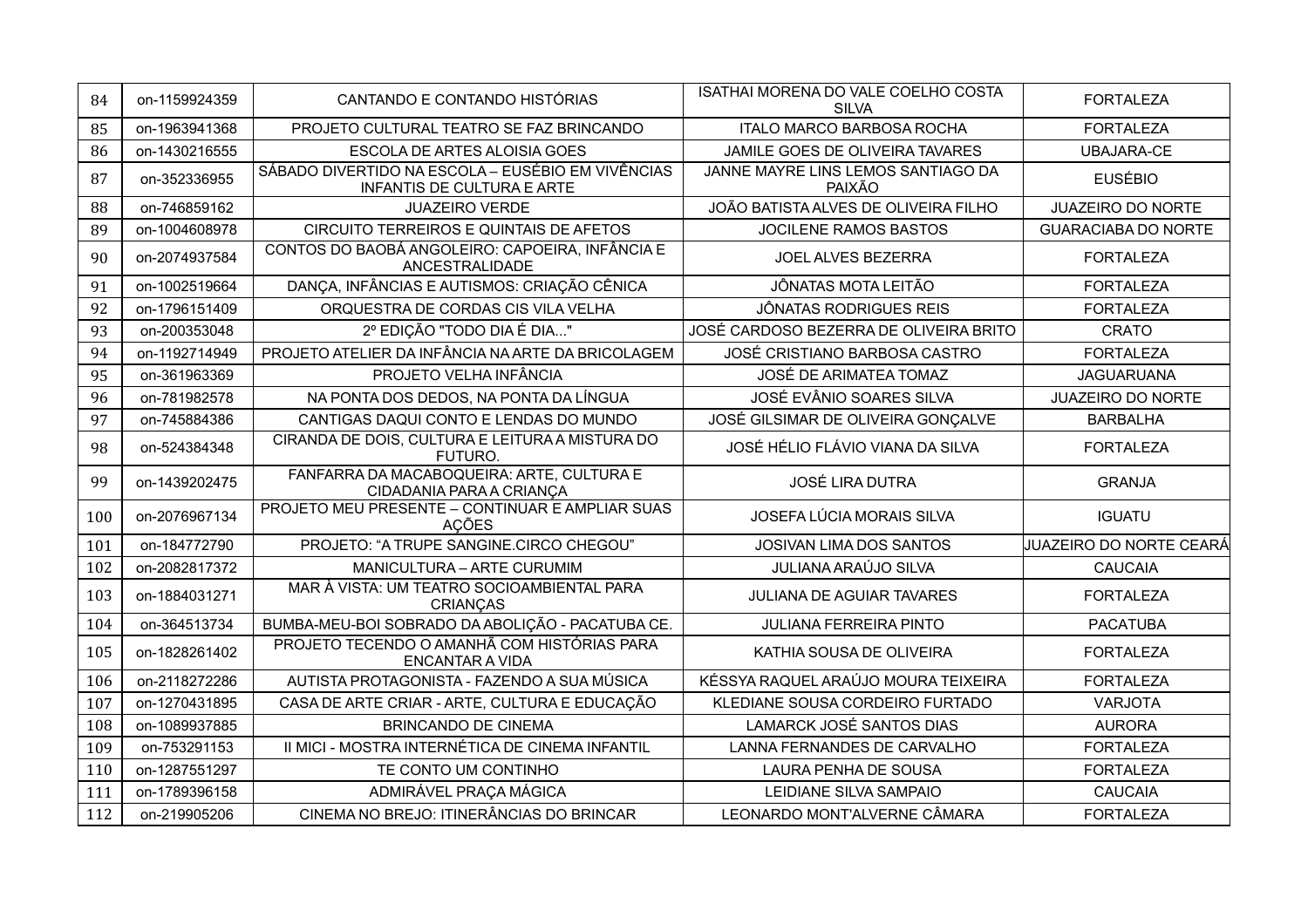| 84 | on-1159924359 | CANTANDO E CONTANDO HISTÓRIAS | ISATHAI MORENA DO VALE COELHO COSTA SILVA | FORTALEZA |
|---|---|---|---|---|
| 85 | on-1963941368 | PROJETO CULTURAL TEATRO SE FAZ BRINCANDO | ITALO MARCO BARBOSA ROCHA | FORTALEZA |
| 86 | on-1430216555 | ESCOLA DE ARTES ALOISIA GOES | JAMILE GOES DE OLIVEIRA TAVARES | UBAJARA-CE |
| 87 | on-352336955 | SÁBADO DIVERTIDO NA ESCOLA – EUSÉBIO EM VIVÊNCIAS INFANTIS DE CULTURA E ARTE | JANNE MAYRE LINS LEMOS SANTIAGO DA PAIXÃO | EUSÉBIO |
| 88 | on-746859162 | JUAZEIRO VERDE | JOÃO BATISTA ALVES DE OLIVEIRA FILHO | JUAZEIRO DO NORTE |
| 89 | on-1004608978 | CIRCUITO TERREIROS E QUINTAIS DE AFETOS | JOCILENE RAMOS BASTOS | GUARACIABA DO NORTE |
| 90 | on-2074937584 | CONTOS DO BAOBÁ ANGOLEIRO: CAPOEIRA, INFÂNCIA E ANCESTRALIDADE | JOEL ALVES BEZERRA | FORTALEZA |
| 91 | on-1002519664 | DANÇA, INFÂNCIAS E AUTISMOS: CRIAÇÃO CÊNICA | JÔNATAS MOTA LEITÃO | FORTALEZA |
| 92 | on-1796151409 | ORQUESTRA DE CORDAS CIS VILA VELHA | JÔNATAS RODRIGUES REIS | FORTALEZA |
| 93 | on-200353048 | 2º EDIÇÃO "TODO DIA É DIA..." | JOSÉ CARDOSO BEZERRA DE OLIVEIRA BRITO | CRATO |
| 94 | on-1192714949 | PROJETO ATELIER DA INFÂNCIA NA ARTE DA BRICOLAGEM | JOSÉ CRISTIANO BARBOSA CASTRO | FORTALEZA |
| 95 | on-361963369 | PROJETO VELHA INFÂNCIA | JOSÉ DE ARIMATEA TOMAZ | JAGUARUANA |
| 96 | on-781982578 | NA PONTA DOS DEDOS, NA PONTA DA LÍNGUA | JOSÉ EVÂNIO SOARES SILVA | JUAZEIRO DO NORTE |
| 97 | on-745884386 | CANTIGAS DAQUI CONTO E LENDAS DO MUNDO | JOSÉ GILSIMAR DE OLIVEIRA GONÇALVE | BARBALHA |
| 98 | on-524384348 | CIRANDA DE DOIS, CULTURA E LEITURA A MISTURA DO FUTURO. | JOSÉ HÉLIO FLÁVIO VIANA DA SILVA | FORTALEZA |
| 99 | on-1439202475 | FANFARRA DA MACABOQUEIRA: ARTE, CULTURA E CIDADANIA PARA A CRIANÇA | JOSÉ LIRA DUTRA | GRANJA |
| 100 | on-2076967134 | PROJETO MEU PRESENTE – CONTINUAR E AMPLIAR SUAS AÇÕES | JOSEFA LÚCIA MORAIS SILVA | IGUATU |
| 101 | on-184772790 | PROJETO: "A TRUPE SANGINE.CIRCO CHEGOU" | JOSIVAN LIMA DOS SANTOS | JUAZEIRO DO NORTE CEARÁ |
| 102 | on-2082817372 | MANICULTURA – ARTE CURUMIM | JULIANA ARAÚJO SILVA | CAUCAIA |
| 103 | on-1884031271 | MAR À VISTA: UM TEATRO SOCIOAMBIENTAL PARA CRIANÇAS | JULIANA DE AGUIAR TAVARES | FORTALEZA |
| 104 | on-364513734 | BUMBA-MEU-BOI SOBRADO DA ABOLIÇÃO - PACATUBA CE. | JULIANA FERREIRA PINTO | PACATUBA |
| 105 | on-1828261402 | PROJETO TECENDO O AMANHÃ COM HISTÓRIAS PARA ENCANTAR A VIDA | KATHIA SOUSA DE OLIVEIRA | FORTALEZA |
| 106 | on-2118272286 | AUTISTA PROTAGONISTA - FAZENDO A SUA MÚSICA | KÉSSYA RAQUEL ARAÚJO MOURA TEIXEIRA | FORTALEZA |
| 107 | on-1270431895 | CASA DE ARTE CRIAR - ARTE, CULTURA E EDUCAÇÃO | KLEDIANE SOUSA CORDEIRO FURTADO | VARJOTA |
| 108 | on-1089937885 | BRINCANDO DE CINEMA | LAMARCK JOSÉ SANTOS DIAS | AURORA |
| 109 | on-753291153 | II MICI - MOSTRA INTERNÉTICA DE CINEMA INFANTIL | LANNA FERNANDES DE CARVALHO | FORTALEZA |
| 110 | on-1287551297 | TE CONTO UM CONTINHO | LAURA PENHA DE SOUSA | FORTALEZA |
| 111 | on-1789396158 | ADMIRÁVEL PRAÇA MÁGICA | LEIDIANE SILVA SAMPAIO | CAUCAIA |
| 112 | on-219905206 | CINEMA NO BREJO: ITINERÂNCIAS DO BRINCAR | LEONARDO MONT'ALVERNE CÂMARA | FORTALEZA |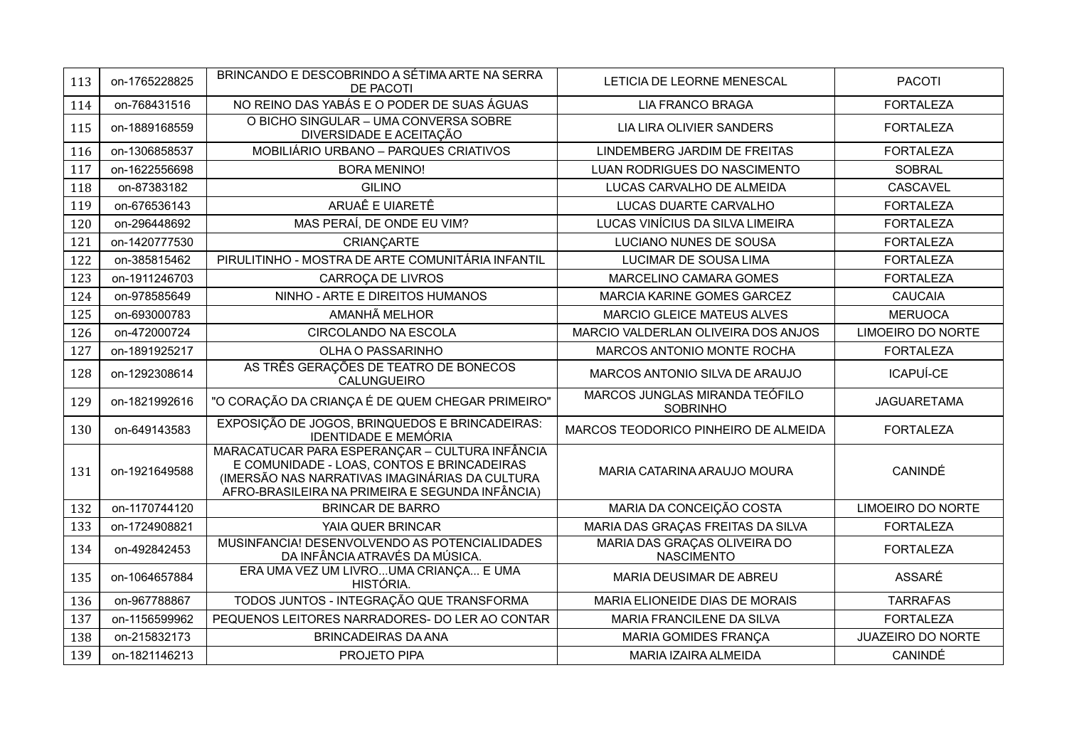| 113 | on-1765228825 | BRINCANDO E DESCOBRINDO A SÉTIMA ARTE NA SERRA DE PACOTI | LETICIA DE LEORNE MENESCAL | PACOTI |
|---|---|---|---|---|
| 114 | on-768431516 | NO REINO DAS YABÁS E O PODER DE SUAS ÁGUAS | LIA FRANCO BRAGA | FORTALEZA |
| 115 | on-1889168559 | O BICHO SINGULAR – UMA CONVERSA SOBRE DIVERSIDADE E ACEITAÇÃO | LIA LIRA OLIVIER SANDERS | FORTALEZA |
| 116 | on-1306858537 | MOBILIÁRIO URBANO – PARQUES CRIATIVOS | LINDEMBERG JARDIM DE FREITAS | FORTALEZA |
| 117 | on-1622556698 | BORA MENINO! | LUAN RODRIGUES DO NASCIMENTO | SOBRAL |
| 118 | on-87383182 | GILINO | LUCAS CARVALHO DE ALMEIDA | CASCAVEL |
| 119 | on-676536143 | ARUAÊ E UIARETÊ | LUCAS DUARTE CARVALHO | FORTALEZA |
| 120 | on-296448692 | MAS PERAÍ, DE ONDE EU VIM? | LUCAS VINÍCIUS DA SILVA LIMEIRA | FORTALEZA |
| 121 | on-1420777530 | CRIANÇARTE | LUCIANO NUNES DE SOUSA | FORTALEZA |
| 122 | on-385815462 | PIRULITINHO - MOSTRA DE ARTE COMUNITÁRIA INFANTIL | LUCIMAR DE SOUSA LIMA | FORTALEZA |
| 123 | on-1911246703 | CARROÇA DE LIVROS | MARCELINO CAMARA GOMES | FORTALEZA |
| 124 | on-978585649 | NINHO - ARTE E DIREITOS HUMANOS | MARCIA KARINE GOMES GARCEZ | CAUCAIA |
| 125 | on-693000783 | AMANHÃ MELHOR | MARCIO GLEICE MATEUS ALVES | MERUOCA |
| 126 | on-472000724 | CIRCOLANDO NA ESCOLA | MARCIO VALDERLAN OLIVEIRA DOS ANJOS | LIMOEIRO DO NORTE |
| 127 | on-1891925217 | OLHA O PASSARINHO | MARCOS ANTONIO MONTE ROCHA | FORTALEZA |
| 128 | on-1292308614 | AS TRÊS GERAÇÕES DE TEATRO DE BONECOS CALUNGUEIRO | MARCOS ANTONIO SILVA DE ARAUJO | ICAPUÍ-CE |
| 129 | on-1821992616 | "O CORAÇÃO DA CRIANÇA É DE QUEM CHEGAR PRIMEIRO" | MARCOS JUNGLAS MIRANDA TEÓFILO SOBRINHO | JAGUARETAMA |
| 130 | on-649143583 | EXPOSIÇÃO DE JOGOS, BRINQUEDOS E BRINCADEIRAS: IDENTIDADE E MEMÓRIA | MARCOS TEODORICO PINHEIRO DE ALMEIDA | FORTALEZA |
| 131 | on-1921649588 | MARACATUCAR PARA ESPERANÇAR – CULTURA INFÂNCIA E COMUNIDADE - LOAS, CONTOS E BRINCADEIRAS (IMERSÃO NAS NARRATIVAS IMAGINÁRIAS DA CULTURA AFRO-BRASILEIRA NA PRIMEIRA E SEGUNDA INFÂNCIA) | MARIA CATARINA ARAUJO MOURA | CANINDÉ |
| 132 | on-1170744120 | BRINCAR DE BARRO | MARIA DA CONCEIÇÃO COSTA | LIMOEIRO DO NORTE |
| 133 | on-1724908821 | YAIA QUER BRINCAR | MARIA DAS GRAÇAS FREITAS DA SILVA | FORTALEZA |
| 134 | on-492842453 | MUSINFANCIA! DESENVOLVENDO AS POTENCIALIDADES DA INFÂNCIA ATRAVÉS DA MÚSICA. | MARIA DAS GRAÇAS OLIVEIRA DO NASCIMENTO | FORTALEZA |
| 135 | on-1064657884 | ERA UMA VEZ UM LIVRO...UMA CRIANÇA... E UMA HISTÓRIA. | MARIA DEUSIMAR DE ABREU | ASSARÉ |
| 136 | on-967788867 | TODOS JUNTOS - INTEGRAÇÃO QUE TRANSFORMA | MARIA ELIONEIDE DIAS DE MORAIS | TARRAFAS |
| 137 | on-1156599962 | PEQUENOS LEITORES NARRADORES- DO LER AO CONTAR | MARIA FRANCILENE DA SILVA | FORTALEZA |
| 138 | on-215832173 | BRINCADEIRAS DA ANA | MARIA GOMIDES FRANÇA | JUAZEIRO DO NORTE |
| 139 | on-1821146213 | PROJETO PIPA | MARIA IZAIRA ALMEIDA | CANINDÉ |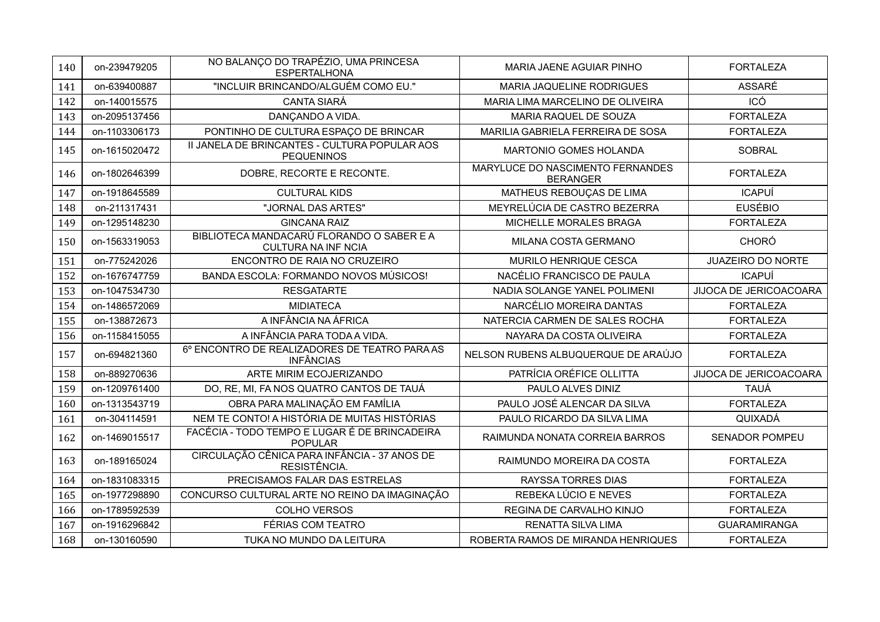| 140 | on-239479205 | NO BALANÇO DO TRAPÉZIO, UMA PRINCESA ESPERTALHONA | MARIA JAENE AGUIAR PINHO | FORTALEZA |
|---|---|---|---|---|
| 141 | on-639400887 | "INCLUIR BRINCANDO/ALGUÉM COMO EU." | MARIA JAQUELINE RODRIGUES | ASSARÉ |
| 142 | on-140015575 | CANTA SIARÁ | MARIA LIMA MARCELINO DE OLIVEIRA | ICÓ |
| 143 | on-2095137456 | DANÇANDO A VIDA. | MARIA RAQUEL DE SOUZA | FORTALEZA |
| 144 | on-1103306173 | PONTINHO DE CULTURA ESPAÇO DE BRINCAR | MARILIA GABRIELA FERREIRA DE SOSA | FORTALEZA |
| 145 | on-1615020472 | II JANELA DE BRINCANTES - CULTURA POPULAR AOS PEQUENINOS | MARTONIO GOMES HOLANDA | SOBRAL |
| 146 | on-1802646399 | DOBRE, RECORTE E RECONTE. | MARYLUCE DO NASCIMENTO FERNANDES BERANGER | FORTALEZA |
| 147 | on-1918645589 | CULTURAL KIDS | MATHEUS REBOUÇAS DE LIMA | ICAPUÍ |
| 148 | on-211317431 | "JORNAL DAS ARTES" | MEYRELÚCIA DE CASTRO BEZERRA | EUSÉBIO |
| 149 | on-1295148230 | GINCANA RAIZ | MICHELLE MORALES BRAGA | FORTALEZA |
| 150 | on-1563319053 | BIBLIOTECA MANDACARÚ FLORANDO O SABER E A CULTURA NA INF NCIA | MILANA COSTA GERMANO | CHORÓ |
| 151 | on-775242026 | ENCONTRO DE RAIA NO CRUZEIRO | MURILO HENRIQUE CESCA | JUAZEIRO DO NORTE |
| 152 | on-1676747759 | BANDA ESCOLA: FORMANDO NOVOS MÚSICOS! | NACÉLIO FRANCISCO DE PAULA | ICAPUÍ |
| 153 | on-1047534730 | RESGATARTE | NADIA SOLANGE YANEL POLIMENI | JIJOCA DE JERICOACOARA |
| 154 | on-1486572069 | MIDIATECA | NARCÉLIO MOREIRA DANTAS | FORTALEZA |
| 155 | on-138872673 | A INFÂNCIA NA ÁFRICA | NATERCIA CARMEN DE SALES ROCHA | FORTALEZA |
| 156 | on-1158415055 | A INFÂNCIA PARA TODA A VIDA. | NAYARA DA COSTA OLIVEIRA | FORTALEZA |
| 157 | on-694821360 | 6º ENCONTRO DE REALIZADORES DE TEATRO PARA AS INFÂNCIAS | NELSON RUBENS ALBUQUERQUE DE ARAÚJO | FORTALEZA |
| 158 | on-889270636 | ARTE MIRIM ECOJERIZANDO | PATRÍCIA ORÉFICE OLLITTA | JIJOCA DE JERICOACOARA |
| 159 | on-1209761400 | DO, RE, MI, FA NOS QUATRO CANTOS DE TAUÁ | PAULO ALVES DINIZ | TAUÁ |
| 160 | on-1313543719 | OBRA PARA MALINAÇÃO EM FAMÍLIA | PAULO JOSÉ ALENCAR DA SILVA | FORTALEZA |
| 161 | on-304114591 | NEM TE CONTO! A HISTÓRIA DE MUITAS HISTÓRIAS | PAULO RICARDO DA SILVA LIMA | QUIXADÁ |
| 162 | on-1469015517 | FACÉCIA - TODO TEMPO E LUGAR É DE BRINCADEIRA POPULAR | RAIMUNDA NONATA CORREIA BARROS | SENADOR POMPEU |
| 163 | on-189165024 | CIRCULAÇÃO CÊNICA PARA INFÂNCIA - 37 ANOS DE RESISTÊNCIA. | RAIMUNDO MOREIRA DA COSTA | FORTALEZA |
| 164 | on-1831083315 | PRECISAMOS FALAR DAS ESTRELAS | RAYSSA TORRES DIAS | FORTALEZA |
| 165 | on-1977298890 | CONCURSO CULTURAL ARTE NO REINO DA IMAGINAÇÃO | REBEKA LÚCIO E NEVES | FORTALEZA |
| 166 | on-1789592539 | COLHO VERSOS | REGINA DE CARVALHO KINJO | FORTALEZA |
| 167 | on-1916296842 | FÉRIAS COM TEATRO | RENATTA SILVA LIMA | GUARAMIRANGA |
| 168 | on-130160590 | TUKA NO MUNDO DA LEITURA | ROBERTA RAMOS DE MIRANDA HENRIQUES | FORTALEZA |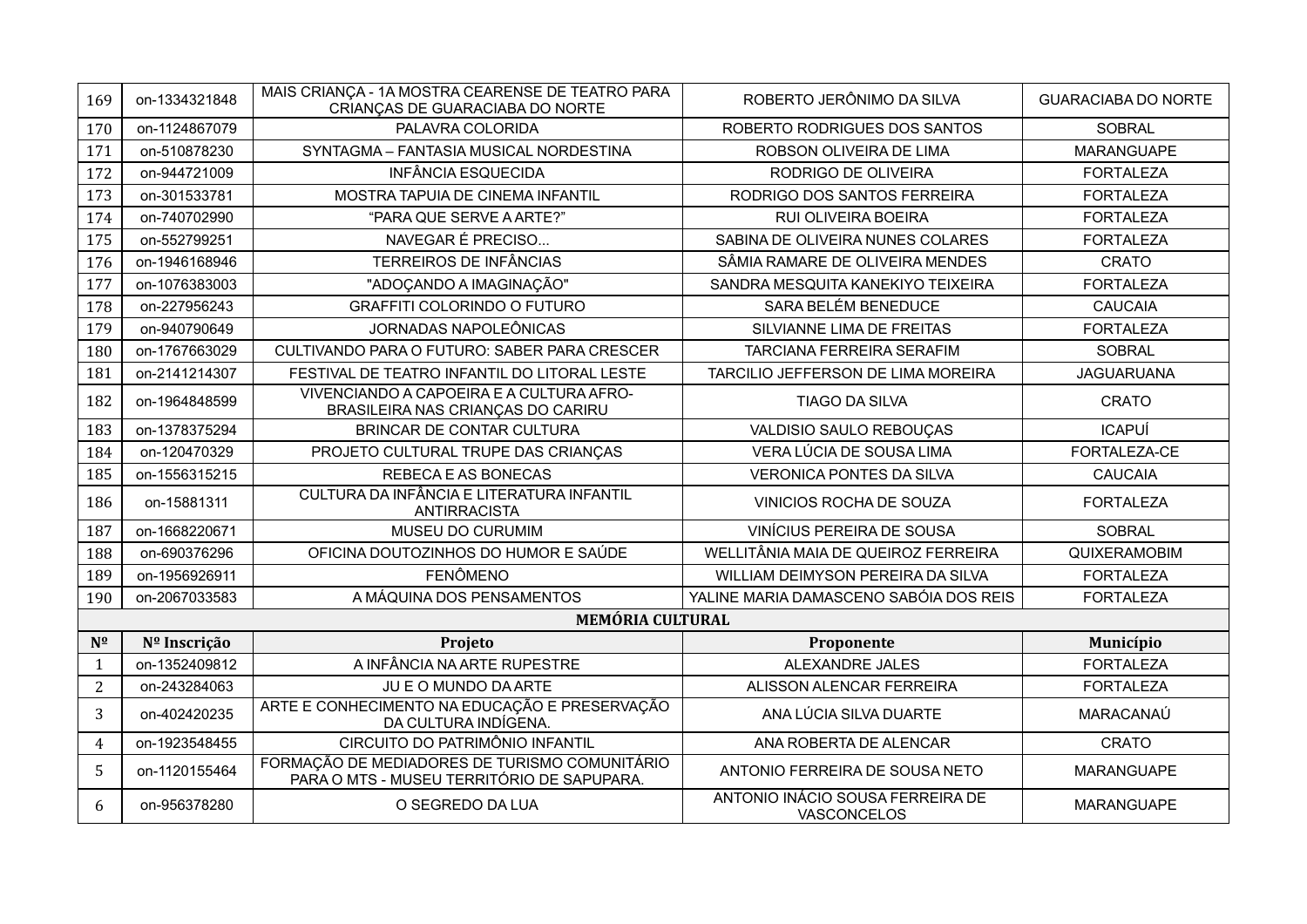| Nº | Nº Inscrição | Projeto | Proponente | Município |
|---|---|---|---|---|
| 169 | on-1334321848 | MAIS CRIANÇA - 1A MOSTRA CEARENSE DE TEATRO PARA CRIANÇAS DE GUARACIABA DO NORTE | ROBERTO JERÔNIMO DA SILVA | GUARACIABA DO NORTE |
| 170 | on-1124867079 | PALAVRA COLORIDA | ROBERTO RODRIGUES DOS SANTOS | SOBRAL |
| 171 | on-510878230 | SYNTAGMA – FANTASIA MUSICAL NORDESTINA | ROBSON OLIVEIRA DE LIMA | MARANGUAPE |
| 172 | on-944721009 | INFÂNCIA ESQUECIDA | RODRIGO DE OLIVEIRA | FORTALEZA |
| 173 | on-301533781 | MOSTRA TAPUIA DE CINEMA INFANTIL | RODRIGO DOS SANTOS FERREIRA | FORTALEZA |
| 174 | on-740702990 | “PARA QUE SERVE A ARTE?” | RUI OLIVEIRA BOEIRA | FORTALEZA |
| 175 | on-552799251 | NAVEGAR É PRECISO... | SABINA DE OLIVEIRA NUNES COLARES | FORTALEZA |
| 176 | on-1946168946 | TERREIROS DE INFÂNCIAS | SÂMIA RAMARE DE OLIVEIRA MENDES | CRATO |
| 177 | on-1076383003 | "ADOÇANDO A IMAGINAÇÃO" | SANDRA MESQUITA KANEKIYO TEIXEIRA | FORTALEZA |
| 178 | on-227956243 | GRAFFITI COLORINDO O FUTURO | SARA BELÉM BENEDUCE | CAUCAIA |
| 179 | on-940790649 | JORNADAS NAPOLEÔNICAS | SILVIANNE LIMA DE FREITAS | FORTALEZA |
| 180 | on-1767663029 | CULTIVANDO PARA O FUTURO: SABER PARA CRESCER | TARCIANA FERREIRA SERAFIM | SOBRAL |
| 181 | on-2141214307 | FESTIVAL DE TEATRO INFANTIL DO LITORAL LESTE | TARCILIO JEFFERSON DE LIMA MOREIRA | JAGUARUANA |
| 182 | on-1964848599 | VIVENCIANDO A CAPOEIRA E A CULTURA AFRO-BRASILEIRA NAS CRIANÇAS DO CARIRU | TIAGO DA SILVA | CRATO |
| 183 | on-1378375294 | BRINCAR DE CONTAR CULTURA | VALDISIO SAULO REBOUÇAS | ICAPUÍ |
| 184 | on-120470329 | PROJETO CULTURAL TRUPE DAS CRIANÇAS | VERA LÚCIA DE SOUSA LIMA | FORTALEZA-CE |
| 185 | on-1556315215 | REBECA E AS BONECAS | VERONICA PONTES DA SILVA | CAUCAIA |
| 186 | on-15881311 | CULTURA DA INFÂNCIA E LITERATURA INFANTIL ANTIRRACISTA | VINICIOS ROCHA DE SOUZA | FORTALEZA |
| 187 | on-1668220671 | MUSEU DO CURUMIM | VINÍCIUS PEREIRA DE SOUSA | SOBRAL |
| 188 | on-690376296 | OFICINA DOUTOZINHOS DO HUMOR E SAÚDE | WELLITÂNIA MAIA DE QUEIROZ FERREIRA | QUIXERAMOBIM |
| 189 | on-1956926911 | FENÔMENO | WILLIAM DEIMYSON PEREIRA DA SILVA | FORTALEZA |
| 190 | on-2067033583 | A MÁQUINA DOS PENSAMENTOS | YALINE MARIA DAMASCENO SABÓIA DOS REIS | FORTALEZA |

**MEMÓRIA CULTURAL**

| Nº | Nº Inscrição | Projeto | Proponente | Município |
|---|---|---|---|---|
| 1 | on-1352409812 | A INFÂNCIA NA ARTE RUPESTRE | ALEXANDRE JALES | FORTALEZA |
| 2 | on-243284063 | JU E O MUNDO DA ARTE | ALISSON ALENCAR FERREIRA | FORTALEZA |
| 3 | on-402420235 | ARTE E CONHECIMENTO NA EDUCAÇÃO E PRESERVAÇÃO DA CULTURA INDÍGENA. | ANA LÚCIA SILVA DUARTE | MARACANAÚ |
| 4 | on-1923548455 | CIRCUITO DO PATRIMÔNIO INFANTIL | ANA ROBERTA DE ALENCAR | CRATO |
| 5 | on-1120155464 | FORMAÇÃO DE MEDIADORES DE TURISMO COMUNITÁRIO PARA O MTS - MUSEU TERRITÓRIO DE SAPUPARA. | ANTONIO FERREIRA DE SOUSA NETO | MARANGUAPE |
| 6 | on-956378280 | O SEGREDO DA LUA | ANTONIO INÁCIO SOUSA FERREIRA DE VASCONCELOS | MARANGUAPE |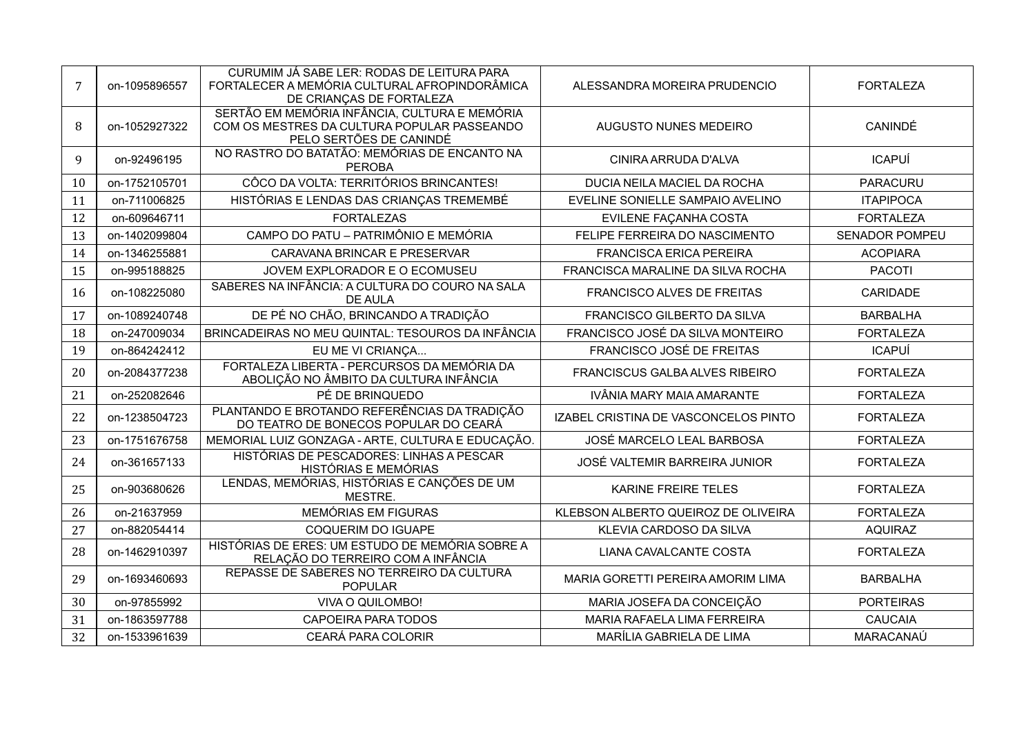| 7 | on-1095896557 | CURUMIM JÁ SABE LER: RODAS DE LEITURA PARA FORTALECER A MEMÓRIA CULTURAL AFROPINDORÂMICA DE CRIANÇAS DE FORTALEZA | ALESSANDRA MOREIRA PRUDENCIO | FORTALEZA |
|---|---|---|---|---|
| 8 | on-1052927322 | SERTÃO EM MEMÓRIA INFÂNCIA, CULTURA E MEMÓRIA COM OS MESTRES DA CULTURA POPULAR PASSEANDO PELO SERTÕES DE CANINDÉ | AUGUSTO NUNES MEDEIRO | CANINDÉ |
| 9 | on-92496195 | NO RASTRO DO BATATÃO: MEMÓRIAS DE ENCANTO NA PEROBA | CINIRA ARRUDA D'ALVA | ICAPUÍ |
| 10 | on-1752105701 | CÔCO DA VOLTA: TERRITÓRIOS BRINCANTES! | DUCIA NEILA MACIEL DA ROCHA | PARACURU |
| 11 | on-711006825 | HISTÓRIAS E LENDAS DAS CRIANÇAS TREMEMBÉ | EVELINE SONIELLE SAMPAIO AVELINO | ITAPIPOCA |
| 12 | on-609646711 | FORTALEZAS | EVILENE FAÇANHA COSTA | FORTALEZA |
| 13 | on-1402099804 | CAMPO DO PATU – PATRIMÔNIO E MEMÓRIA | FELIPE FERREIRA DO NASCIMENTO | SENADOR POMPEU |
| 14 | on-1346255881 | CARAVANA BRINCAR E PRESERVAR | FRANCISCA ERICA PEREIRA | ACOPIARA |
| 15 | on-995188825 | JOVEM EXPLORADOR E O ECOMUSEU | FRANCISCA MARALINE DA SILVA ROCHA | PACOTI |
| 16 | on-108225080 | SABERES NA INFÂNCIA: A CULTURA DO COURO NA SALA DE AULA | FRANCISCO ALVES DE FREITAS | CARIDADE |
| 17 | on-1089240748 | DE PÉ NO CHÃO, BRINCANDO A TRADIÇÃO | FRANCISCO GILBERTO DA SILVA | BARBALHA |
| 18 | on-247009034 | BRINCADEIRAS NO MEU QUINTAL: TESOUROS DA INFÂNCIA | FRANCISCO JOSÉ DA SILVA MONTEIRO | FORTALEZA |
| 19 | on-864242412 | EU ME VI CRIANÇA... | FRANCISCO JOSÉ DE FREITAS | ICAPUÍ |
| 20 | on-2084377238 | FORTALEZA LIBERTA - PERCURSOS DA MEMÓRIA DA ABOLIÇÃO NO ÂMBITO DA CULTURA INFÂNCIA | FRANCISCUS GALBA ALVES RIBEIRO | FORTALEZA |
| 21 | on-252082646 | PÉ DE BRINQUEDO | IVÂNIA MARY MAIA AMARANTE | FORTALEZA |
| 22 | on-1238504723 | PLANTANDO E BROTANDO REFERÊNCIAS DA TRADIÇÃO DO TEATRO DE BONECOS POPULAR DO CEARÁ | IZABEL CRISTINA DE VASCONCELOS PINTO | FORTALEZA |
| 23 | on-1751676758 | MEMORIAL LUIZ GONZAGA - ARTE, CULTURA E EDUCAÇÃO. | JOSÉ MARCELO LEAL BARBOSA | FORTALEZA |
| 24 | on-361657133 | HISTÓRIAS DE PESCADORES: LINHAS A PESCAR HISTÓRIAS E MEMÓRIAS | JOSÉ VALTEMIR BARREIRA JUNIOR | FORTALEZA |
| 25 | on-903680626 | LENDAS, MEMÓRIAS, HISTÓRIAS E CANÇÕES DE UM MESTRE. | KARINE FREIRE TELES | FORTALEZA |
| 26 | on-21637959 | MEMÓRIAS EM FIGURAS | KLEBSON ALBERTO QUEIROZ DE OLIVEIRA | FORTALEZA |
| 27 | on-882054414 | COQUERIM DO IGUAPE | KLEVIA CARDOSO DA SILVA | AQUIRAZ |
| 28 | on-1462910397 | HISTÓRIAS DE ERES: UM ESTUDO DE MEMÓRIA SOBRE A RELAÇÃO DO TERREIRO COM A INFÂNCIA | LIANA CAVALCANTE COSTA | FORTALEZA |
| 29 | on-1693460693 | REPASSE DE SABERES NO TERREIRO DA CULTURA POPULAR | MARIA GORETTI PEREIRA AMORIM LIMA | BARBALHA |
| 30 | on-97855992 | VIVA O QUILOMBO! | MARIA JOSEFA DA CONCEIÇÃO | PORTEIRAS |
| 31 | on-1863597788 | CAPOEIRA PARA TODOS | MARIA RAFAELA LIMA FERREIRA | CAUCAIA |
| 32 | on-1533961639 | CEARÁ PARA COLORIR | MARÍLIA GABRIELA DE LIMA | MARACANAÚ |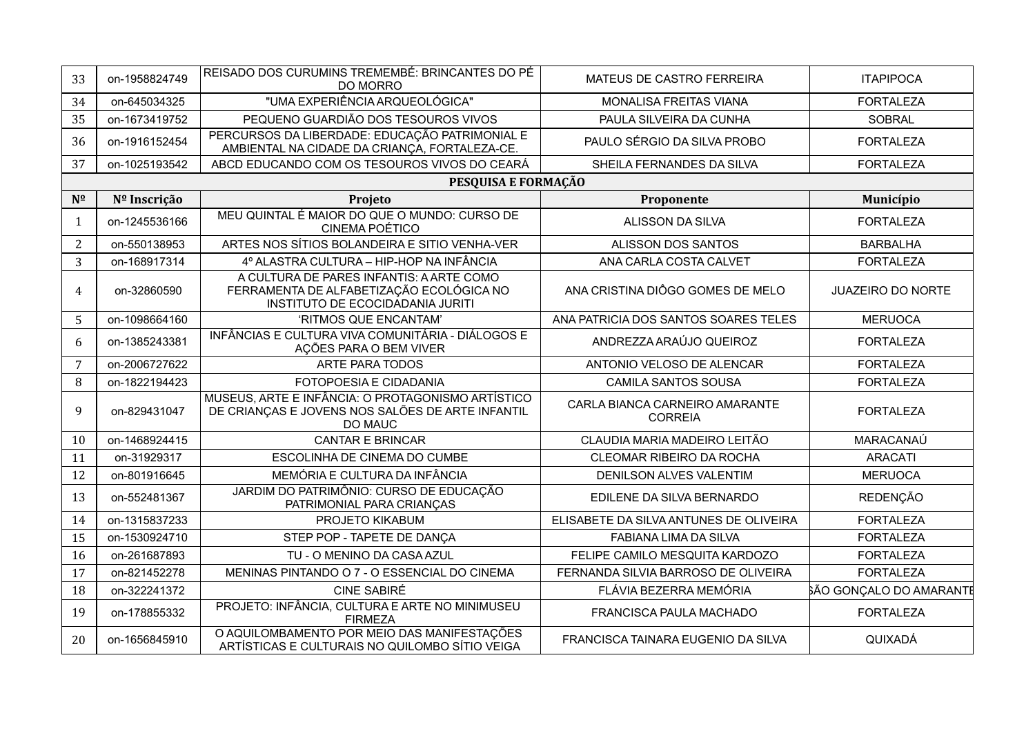| 33 | on-1958824749 | REISADO DOS CURUMINS TREMEMBÉ: BRINCANTES DO PÉ DO MORRO | MATEUS DE CASTRO FERREIRA | ITAPIPOCA |
|---|---|---|---|---|
| 34 | on-645034325 | "UMA EXPERIÊNCIA ARQUEOLÓGICA" | MONALISA FREITAS VIANA | FORTALEZA |
| 35 | on-1673419752 | PEQUENO GUARDIÃO DOS TESOUROS VIVOS | PAULA SILVEIRA DA CUNHA | SOBRAL |
| 36 | on-1916152454 | PERCURSOS DA LIBERDADE: EDUCAÇÃO PATRIMONIAL E AMBIENTAL NA CIDADE DA CRIANÇA, FORTALEZA-CE. | PAULO SÉRGIO DA SILVA PROBO | FORTALEZA |
| 37 | on-1025193542 | ABCD EDUCANDO COM OS TESOUROS VIVOS DO CEARÁ | SHEILA FERNANDES DA SILVA | FORTALEZA |

**PESQUISA E FORMAÇÃO**

| Nº | Nº Inscrição | Projeto | Proponente | Município |
|---|---|---|---|---|
| 1 | on-1245536166 | MEU QUINTAL É MAIOR DO QUE O MUNDO: CURSO DE CINEMA POÉTICO | ALISSON DA SILVA | FORTALEZA |
| 2 | on-550138953 | ARTES NOS SÍTIOS BOLANDEIRA E SITIO VENHA-VER | ALISSON DOS SANTOS | BARBALHA |
| 3 | on-168917314 | 4º ALASTRA CULTURA – HIP-HOP NA INFÂNCIA | ANA CARLA COSTA CALVET | FORTALEZA |
| 4 | on-32860590 | A CULTURA DE PARES INFANTIS: A ARTE COMO FERRAMENTA DE ALFABETIZAÇÃO ECOLÓGICA NO INSTITUTO DE ECOCIDADANIA JURITI | ANA CRISTINA DIÔGO GOMES DE MELO | JUAZEIRO DO NORTE |
| 5 | on-1098664160 | 'RITMOS QUE ENCANTAM' | ANA PATRICIA DOS SANTOS SOARES TELES | MERUOCA |
| 6 | on-1385243381 | INFÂNCIAS E CULTURA VIVA COMUNITÁRIA - DIÁLOGOS E AÇÕES PARA O BEM VIVER | ANDREZZA ARAÚJO QUEIROZ | FORTALEZA |
| 7 | on-2006727622 | ARTE PARA TODOS | ANTONIO VELOSO DE ALENCAR | FORTALEZA |
| 8 | on-1822194423 | FOTOPOESIA E CIDADANIA | CAMILA SANTOS SOUSA | FORTALEZA |
| 9 | on-829431047 | MUSEUS, ARTE E INFÂNCIA: O PROTAGONISMO ARTÍSTICO DE CRIANÇAS E JOVENS NOS SALÕES DE ARTE INFANTIL DO MAUC | CARLA BIANCA CARNEIRO AMARANTE CORREIA | FORTALEZA |
| 10 | on-1468924415 | CANTAR E BRINCAR | CLAUDIA MARIA MADEIRO LEITÃO | MARACANAÚ |
| 11 | on-31929317 | ESCOLINHA DE CINEMA DO CUMBE | CLEOMAR RIBEIRO DA ROCHA | ARACATI |
| 12 | on-801916645 | MEMÓRIA E CULTURA DA INFÂNCIA | DENILSON ALVES VALENTIM | MERUOCA |
| 13 | on-552481367 | JARDIM DO PATRIMÔNIO: CURSO DE EDUCAÇÃO PATRIMONIAL PARA CRIANÇAS | EDILENE DA SILVA BERNARDO | REDENÇÃO |
| 14 | on-1315837233 | PROJETO KIKABUM | ELISABETE DA SILVA ANTUNES DE OLIVEIRA | FORTALEZA |
| 15 | on-1530924710 | STEP POP - TAPETE DE DANÇA | FABIANA LIMA DA SILVA | FORTALEZA |
| 16 | on-261687893 | TU - O MENINO DA CASA AZUL | FELIPE CAMILO MESQUITA KARDOZO | FORTALEZA |
| 17 | on-821452278 | MENINAS PINTANDO O 7 - O ESSENCIAL DO CINEMA | FERNANDA SILVIA BARROSO DE OLIVEIRA | FORTALEZA |
| 18 | on-322241372 | CINE SABIRÉ | FLÁVIA BEZERRA MEMÓRIA | SÃO GONÇALO DO AMARANTE |
| 19 | on-178855332 | PROJETO: INFÂNCIA, CULTURA E ARTE NO MINIMUSEU FIRMEZA | FRANCISCA PAULA MACHADO | FORTALEZA |
| 20 | on-1656845910 | O AQUILOMBAMENTO POR MEIO DAS MANIFESTAÇÕES ARTÍSTICAS E CULTURAIS NO QUILOMBO SÍTIO VEIGA | FRANCISCA TAINARA EUGENIO DA SILVA | QUIXADÁ |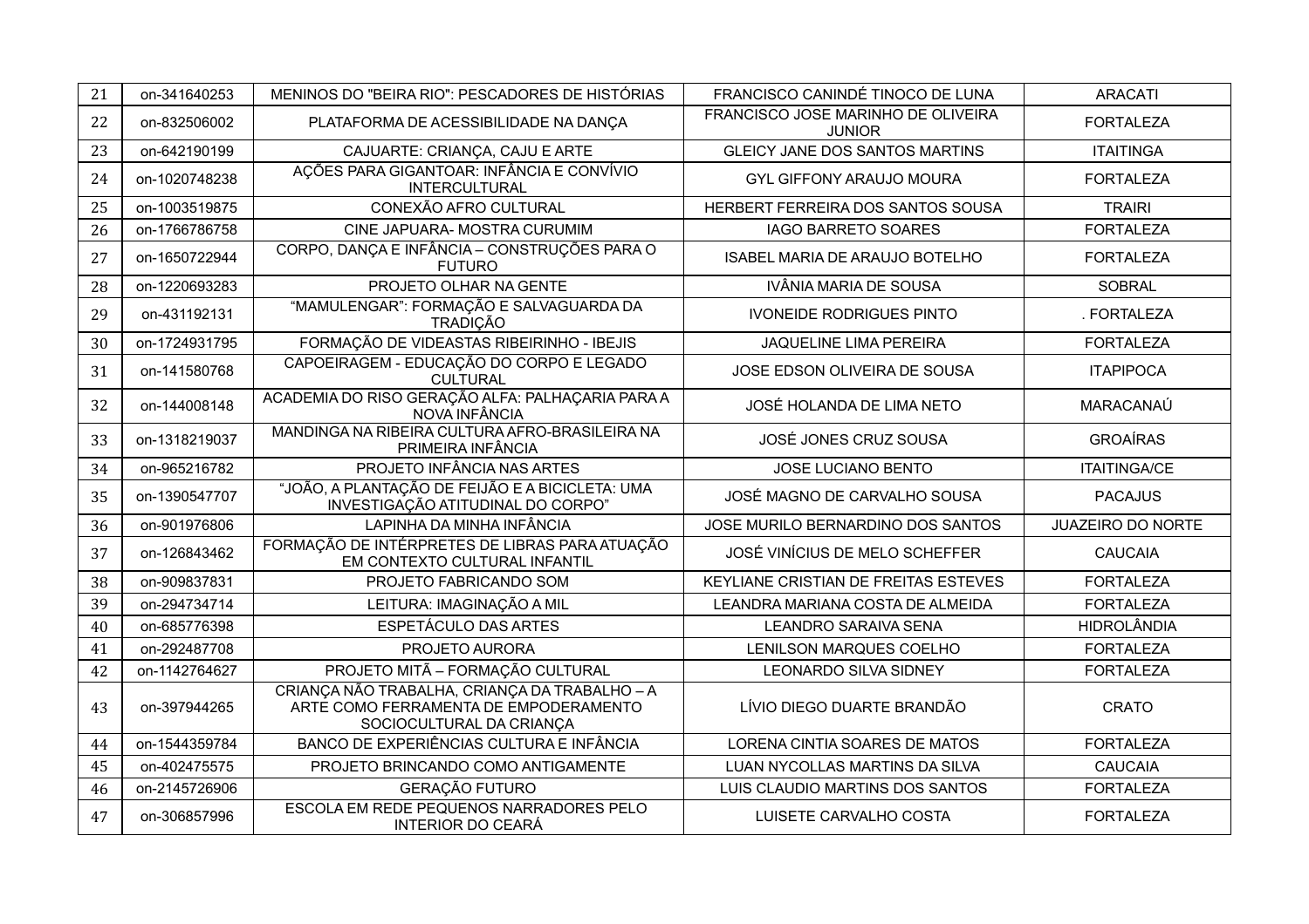| 21 | on-341640253 | MENINOS DO "BEIRA RIO": PESCADORES DE HISTÓRIAS | FRANCISCO CANINDÉ TINOCO DE LUNA | ARACATI |
|---|---|---|---|---|
| 22 | on-832506002 | PLATAFORMA DE ACESSIBILIDADE NA DANÇA | FRANCISCO JOSE MARINHO DE OLIVEIRA JUNIOR | FORTALEZA |
| 23 | on-642190199 | CAJUARTE: CRIANÇA, CAJU E ARTE | GLEICY JANE DOS SANTOS MARTINS | ITAITINGA |
| 24 | on-1020748238 | AÇÕES PARA GIGANTOAR: INFÂNCIA E CONVÍVIO INTERCULTURAL | GYL GIFFONY ARAUJO MOURA | FORTALEZA |
| 25 | on-1003519875 | CONEXÃO AFRO CULTURAL | HERBERT FERREIRA DOS SANTOS SOUSA | TRAIRI |
| 26 | on-1766786758 | CINE JAPUARA- MOSTRA CURUMIM | IAGO BARRETO SOARES | FORTALEZA |
| 27 | on-1650722944 | CORPO, DANÇA E INFÂNCIA – CONSTRUÇÕES PARA O FUTURO | ISABEL MARIA DE ARAUJO BOTELHO | FORTALEZA |
| 28 | on-1220693283 | PROJETO OLHAR NA GENTE | IVÂNIA MARIA DE SOUSA | SOBRAL |
| 29 | on-431192131 | "MAMULENGAR": FORMAÇÃO E SALVAGUARDA DA TRADIÇÃO | IVONEIDE RODRIGUES PINTO | . FORTALEZA |
| 30 | on-1724931795 | FORMAÇÃO DE VIDEASTAS RIBEIRINHO - IBEJIS | JAQUELINE LIMA PEREIRA | FORTALEZA |
| 31 | on-141580768 | CAPOEIRAGEM - EDUCAÇÃO DO CORPO E LEGADO CULTURAL | JOSE EDSON OLIVEIRA DE SOUSA | ITAPIPOCA |
| 32 | on-144008148 | ACADEMIA DO RISO GERAÇÃO ALFA: PALHAÇARIA PARA A NOVA INFÂNCIA | JOSÉ HOLANDA DE LIMA NETO | MARACANAÚ |
| 33 | on-1318219037 | MANDINGA NA RIBEIRA CULTURA AFRO-BRASILEIRA NA PRIMEIRA INFÂNCIA | JOSÉ JONES CRUZ SOUSA | GROAÍRAS |
| 34 | on-965216782 | PROJETO INFÂNCIA NAS ARTES | JOSE LUCIANO BENTO | ITAITINGA/CE |
| 35 | on-1390547707 | "JOÃO, A PLANTAÇÃO DE FEIJÃO E A BICICLETA: UMA INVESTIGAÇÃO ATITUDINAL DO CORPO" | JOSÉ MAGNO DE CARVALHO SOUSA | PACAJUS |
| 36 | on-901976806 | LAPINHA DA MINHA INFÂNCIA | JOSE MURILO BERNARDINO DOS SANTOS | JUAZEIRO DO NORTE |
| 37 | on-126843462 | FORMAÇÃO DE INTÉRPRETES DE LIBRAS PARA ATUAÇÃO EM CONTEXTO CULTURAL INFANTIL | JOSÉ VINÍCIUS DE MELO SCHEFFER | CAUCAIA |
| 38 | on-909837831 | PROJETO FABRICANDO SOM | KEYLIANE CRISTIAN DE FREITAS ESTEVES | FORTALEZA |
| 39 | on-294734714 | LEITURA: IMAGINAÇÃO A MIL | LEANDRA MARIANA COSTA DE ALMEIDA | FORTALEZA |
| 40 | on-685776398 | ESPETÁCULO DAS ARTES | LEANDRO SARAIVA SENA | HIDROLÂNDIA |
| 41 | on-292487708 | PROJETO AURORA | LENILSON MARQUES COELHO | FORTALEZA |
| 42 | on-1142764627 | PROJETO MITÃ – FORMAÇÃO CULTURAL | LEONARDO SILVA SIDNEY | FORTALEZA |
| 43 | on-397944265 | CRIANÇA NÃO TRABALHA, CRIANÇA DA TRABALHO – A ARTE COMO FERRAMENTA DE EMPODERAMENTO SOCIOCULTURAL DA CRIANÇA | LÍVIO DIEGO DUARTE BRANDÃO | CRATO |
| 44 | on-1544359784 | BANCO DE EXPERIÊNCIAS CULTURA E INFÂNCIA | LORENA CINTIA SOARES DE MATOS | FORTALEZA |
| 45 | on-402475575 | PROJETO BRINCANDO COMO ANTIGAMENTE | LUAN NYCOLLAS MARTINS DA SILVA | CAUCAIA |
| 46 | on-2145726906 | GERAÇÃO FUTURO | LUIS CLAUDIO MARTINS DOS SANTOS | FORTALEZA |
| 47 | on-306857996 | ESCOLA EM REDE PEQUENOS NARRADORES PELO INTERIOR DO CEARÁ | LUISETE CARVALHO COSTA | FORTALEZA |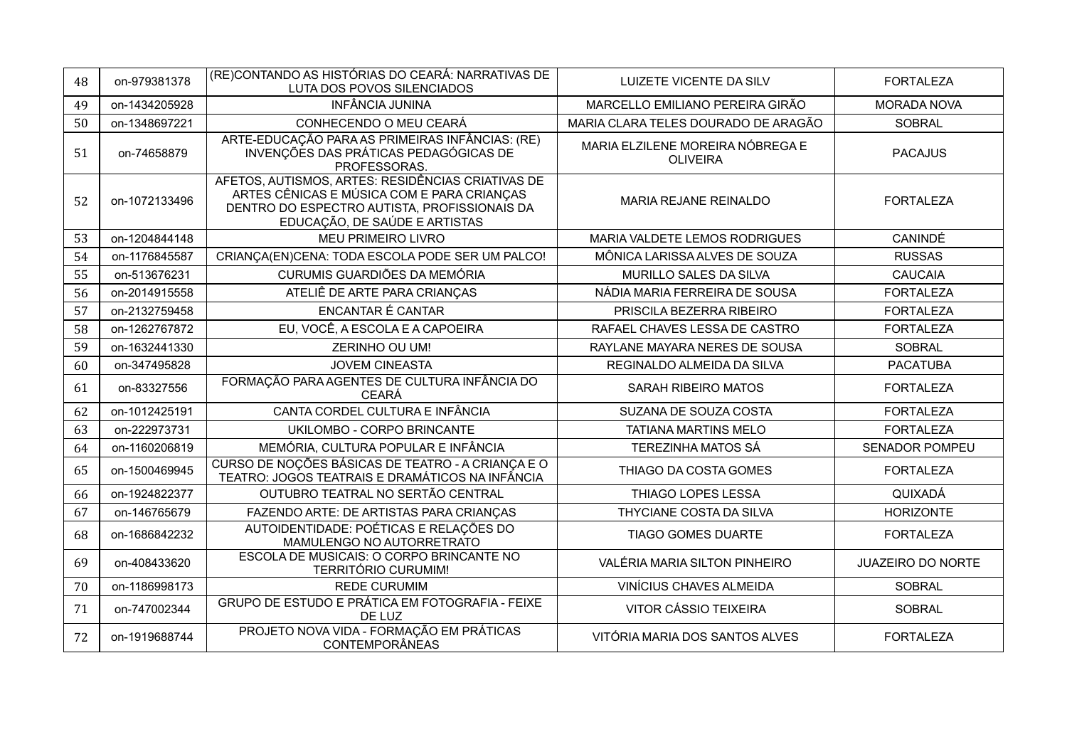| 48 | on-979381378 | (RE)CONTANDO AS HISTÓRIAS DO CEARÁ: NARRATIVAS DE LUTA DOS POVOS SILENCIADOS | LUIZETE VICENTE DA SILV | FORTALEZA |
|---|---|---|---|---|
| 49 | on-1434205928 | INFÂNCIA JUNINA | MARCELLO EMILIANO PEREIRA GIRÃO | MORADA NOVA |
| 50 | on-1348697221 | CONHECENDO O MEU CEARÁ | MARIA CLARA TELES DOURADO DE ARAGÃO | SOBRAL |
| 51 | on-74658879 | ARTE-EDUCAÇÃO PARA AS PRIMEIRAS INFÂNCIAS: (RE) INVENÇÕES DAS PRÁTICAS PEDAGÓGICAS DE PROFESSORAS. | MARIA ELZILENE MOREIRA NÓBREGA E OLIVEIRA | PACAJUS |
| 52 | on-1072133496 | AFETOS, AUTISMOS, ARTES: RESIDÊNCIAS CRIATIVAS DE ARTES CÊNICAS E MÚSICA COM E PARA CRIANÇAS DENTRO DO ESPECTRO AUTISTA, PROFISSIONAIS DA EDUCAÇÃO, DE SAÚDE E ARTISTAS | MARIA REJANE REINALDO | FORTALEZA |
| 53 | on-1204844148 | MEU PRIMEIRO LIVRO | MARIA VALDETE LEMOS RODRIGUES | CANINDÉ |
| 54 | on-1176845587 | CRIANÇA(EN)CENA: TODA ESCOLA PODE SER UM PALCO! | MÔNICA LARISSA ALVES DE SOUZA | RUSSAS |
| 55 | on-513676231 | CURUMIS GUARDIÕES DA MEMÓRIA | MURILLO SALES DA SILVA | CAUCAIA |
| 56 | on-2014915558 | ATELIÊ DE ARTE PARA CRIANÇAS | NÁDIA MARIA FERREIRA DE SOUSA | FORTALEZA |
| 57 | on-2132759458 | ENCANTAR É CANTAR | PRISCILA BEZERRA RIBEIRO | FORTALEZA |
| 58 | on-1262767872 | EU, VOCÊ, A ESCOLA E A CAPOEIRA | RAFAEL CHAVES LESSA DE CASTRO | FORTALEZA |
| 59 | on-1632441330 | ZERINHO OU UM! | RAYLANE MAYARA NERES DE SOUSA | SOBRAL |
| 60 | on-347495828 | JOVEM CINEASTA | REGINALDO ALMEIDA DA SILVA | PACATUBA |
| 61 | on-83327556 | FORMAÇÃO PARA AGENTES DE CULTURA INFÂNCIA DO CEARÁ | SARAH RIBEIRO MATOS | FORTALEZA |
| 62 | on-1012425191 | CANTA CORDEL CULTURA E INFÂNCIA | SUZANA DE SOUZA COSTA | FORTALEZA |
| 63 | on-222973731 | UKILOMBO - CORPO BRINCANTE | TATIANA MARTINS MELO | FORTALEZA |
| 64 | on-1160206819 | MEMÓRIA, CULTURA POPULAR E INFÂNCIA | TEREZINHA MATOS SÁ | SENADOR POMPEU |
| 65 | on-1500469945 | CURSO DE NOÇÕES BÁSICAS DE TEATRO - A CRIANÇA E O TEATRO: JOGOS TEATRAIS E DRAMÁTICOS NA INFÂNCIA | THIAGO DA COSTA GOMES | FORTALEZA |
| 66 | on-1924822377 | OUTUBRO TEATRAL NO SERTÃO CENTRAL | THIAGO LOPES LESSA | QUIXADÁ |
| 67 | on-146765679 | FAZENDO ARTE: DE ARTISTAS PARA CRIANÇAS | THYCIANE COSTA DA SILVA | HORIZONTE |
| 68 | on-1686842232 | AUTOIDENTIDADE: POÉTICAS E RELAÇÕES DO MAMULENGO NO AUTORRETRATO | TIAGO GOMES DUARTE | FORTALEZA |
| 69 | on-408433620 | ESCOLA DE MUSICAIS: O CORPO BRINCANTE NO TERRITÓRIO CURUMIM! | VALÉRIA MARIA SILTON PINHEIRO | JUAZEIRO DO NORTE |
| 70 | on-1186998173 | REDE CURUMIM | VINÍCIUS CHAVES ALMEIDA | SOBRAL |
| 71 | on-747002344 | GRUPO DE ESTUDO E PRÁTICA EM FOTOGRAFIA - FEIXE DE LUZ | VITOR CÁSSIO TEIXEIRA | SOBRAL |
| 72 | on-1919688744 | PROJETO NOVA VIDA - FORMAÇÃO EM PRÁTICAS CONTEMPORÂNEAS | VITÓRIA MARIA DOS SANTOS ALVES | FORTALEZA |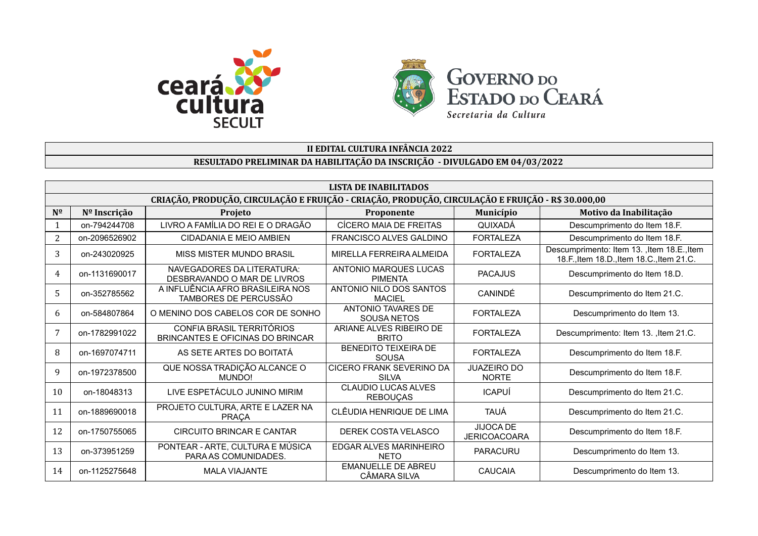**II EDITAL CULTURA INFÂNCIA 2022**

**RESULTADO PRELIMINAR DA HABILITAÇÃO DA INSCRIÇÃO - DIVULGADO EM 04/03/2022**

| LISTA DE INABILITADOS | | | | | |
|---|---|---|---|---|---|
| CRIAÇÃO, PRODUÇÃO, CIRCULAÇÃO E FRUIÇÃO - CRIAÇÃO, PRODUÇÃO, CIRCULAÇÃO E FRUIÇÃO - R$ 30.000,00 | | | | | |
| Nº | Nº Inscrição | Projeto | Proponente | Município | Motivo da Inabilitação |
| 1 | on-794244708 | LIVRO A FAMÍLIA DO REI E O DRAGÃO | CÍCERO MAIA DE FREITAS | QUIXADÁ | Descumprimento do Item 18.F. |
| 2 | on-2096526902 | CIDADANIA E MEIO AMBIEN | FRANCISCO ALVES GALDINO | FORTALEZA | Descumprimento do Item 18.F. |
| 3 | on-243020925 | MISS MISTER MUNDO BRASIL | MIRELLA FERREIRA ALMEIDA | FORTALEZA | Descumprimento: Item 13. ,Item 18.E.,Item 18.F.,Item 18.D.,Item 18.C.,Item 21.C. |
| 4 | on-1131690017 | NAVEGADORES DA LITERATURA: DESBRAVANDO O MAR DE LIVROS | ANTONIO MARQUES LUCAS PIMENTA | PACAJUS | Descumprimento do Item 18.D. |
| 5 | on-352785562 | A INFLUÊNCIA AFRO BRASILEIRA NOS TAMBORES DE PERCUSSÃO | ANTONIO NILO DOS SANTOS MACIEL | CANINDÉ | Descumprimento do Item 21.C. |
| 6 | on-584807864 | O MENINO DOS CABELOS COR DE SONHO | ANTONIO TAVARES DE SOUSA NETOS | FORTALEZA | Descumprimento do Item 13. |
| 7 | on-1782991022 | CONFIA BRASIL TERRITÓRIOS BRINCANTES E OFICINAS DO BRINCAR | ARIANE ALVES RIBEIRO DE BRITO | FORTALEZA | Descumprimento: Item 13. ,Item 21.C. |
| 8 | on-1697074711 | AS SETE ARTES DO BOITATÁ | BENEDITO TEIXEIRA DE SOUSA | FORTALEZA | Descumprimento do Item 18.F. |
| 9 | on-1972378500 | QUE NOSSA TRADIÇÃO ALCANCE O MUNDO! | CICERO FRANK SEVERINO DA SILVA | JUAZEIRO DO NORTE | Descumprimento do Item 18.F. |
| 10 | on-18048313 | LIVE ESPETÁCULO JUNINO MIRIM | CLAUDIO LUCAS ALVES REBOUÇAS | ICAPUÍ | Descumprimento do Item 21.C. |
| 11 | on-1889690018 | PROJETO CULTURA, ARTE E LAZER NA PRAÇA | CLÊUDIA HENRIQUE DE LIMA | TAUÁ | Descumprimento do Item 21.C. |
| 12 | on-1750755065 | CIRCUITO BRINCAR E CANTAR | DEREK COSTA VELASCO | JIJOCA DE JERICOACOARA | Descumprimento do Item 18.F. |
| 13 | on-373951259 | PONTEAR - ARTE, CULTURA E MÚSICA PARA AS COMUNIDADES. | EDGAR ALVES MARINHEIRO NETO | PARACURU | Descumprimento do Item 13. |
| 14 | on-1125275648 | MALA VIAJANTE | EMANUELLE DE ABREU CÂMARA SILVA | CAUCAIA | Descumprimento do Item 13. |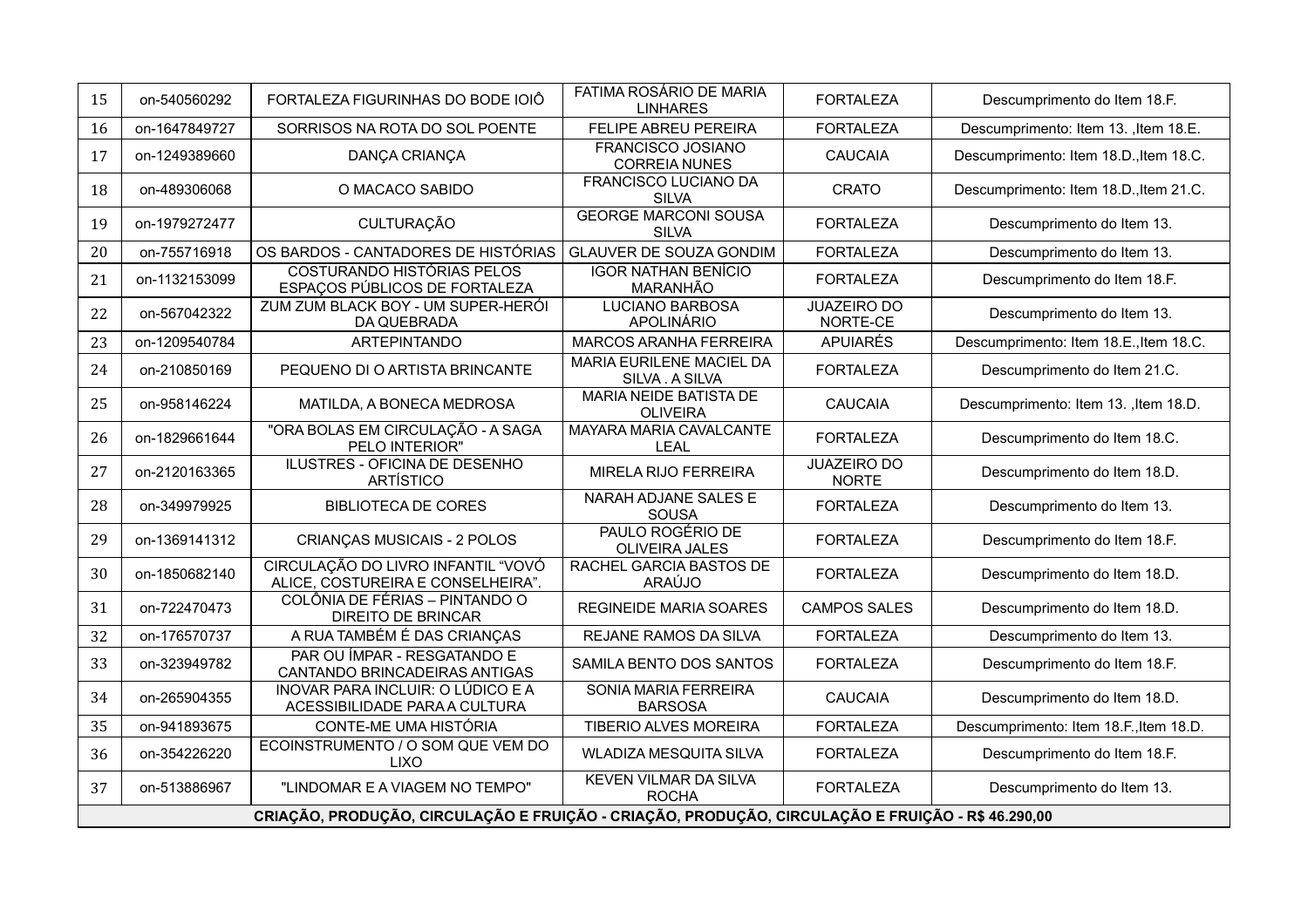| | | | | | |
|---|---|---|---|---|---|
| 15 | on-540560292 | FORTALEZA FIGURINHAS DO BODE IOIÔ | FATIMA ROSÁRIO DE MARIA LINHARES | FORTALEZA | Descumprimento do Item 18.F. |
| 16 | on-1647849727 | SORRISOS NA ROTA DO SOL POENTE | FELIPE ABREU PEREIRA | FORTALEZA | Descumprimento: Item 13. ,Item 18.E. |
| 17 | on-1249389660 | DANÇA CRIANÇA | FRANCISCO JOSIANO CORREIA NUNES | CAUCAIA | Descumprimento: Item 18.D.,Item 18.C. |
| 18 | on-489306068 | O MACACO SABIDO | FRANCISCO LUCIANO DA SILVA | CRATO | Descumprimento: Item 18.D.,Item 21.C. |
| 19 | on-1979272477 | CULTURAÇÃO | GEORGE MARCONI SOUSA SILVA | FORTALEZA | Descumprimento do Item 13. |
| 20 | on-755716918 | OS BARDOS - CANTADORES DE HISTÓRIAS | GLAUVER DE SOUZA GONDIM | FORTALEZA | Descumprimento do Item 13. |
| 21 | on-1132153099 | COSTURANDO HISTÓRIAS PELOS ESPAÇOS PÚBLICOS DE FORTALEZA | IGOR NATHAN BENÍCIO MARANHÃO | FORTALEZA | Descumprimento do Item 18.F. |
| 22 | on-567042322 | ZUM ZUM BLACK BOY - UM SUPER-HERÓI DA QUEBRADA | LUCIANO BARBOSA APOLINÁRIO | JUAZEIRO DO NORTE-CE | Descumprimento do Item 13. |
| 23 | on-1209540784 | ARTEPINTANDO | MARCOS ARANHA FERREIRA | APUIARÉS | Descumprimento: Item 18.E.,Item 18.C. |
| 24 | on-210850169 | PEQUENO DI O ARTISTA BRINCANTE | MARIA EURILENE MACIEL DA SILVA . A SILVA | FORTALEZA | Descumprimento do Item 21.C. |
| 25 | on-958146224 | MATILDA, A BONECA MEDROSA | MARIA NEIDE BATISTA DE OLIVEIRA | CAUCAIA | Descumprimento: Item 13. ,Item 18.D. |
| 26 | on-1829661644 | "ORA BOLAS EM CIRCULAÇÃO - A SAGA PELO INTERIOR" | MAYARA MARIA CAVALCANTE LEAL | FORTALEZA | Descumprimento do Item 18.C. |
| 27 | on-2120163365 | ILUSTRES - OFICINA DE DESENHO ARTÍSTICO | MIRELA RIJO FERREIRA | JUAZEIRO DO NORTE | Descumprimento do Item 18.D. |
| 28 | on-349979925 | BIBLIOTECA DE CORES | NARAH ADJANE SALES E SOUSA | FORTALEZA | Descumprimento do Item 13. |
| 29 | on-1369141312 | CRIANÇAS MUSICAIS - 2 POLOS | PAULO ROGÉRIO DE OLIVEIRA JALES | FORTALEZA | Descumprimento do Item 18.F. |
| 30 | on-1850682140 | CIRCULAÇÃO DO LIVRO INFANTIL "VOVÓ ALICE, COSTUREIRA E CONSELHEIRA". | RACHEL GARCIA BASTOS DE ARAÚJO | FORTALEZA | Descumprimento do Item 18.D. |
| 31 | on-722470473 | COLÔNIA DE FÉRIAS – PINTANDO O DIREITO DE BRINCAR | REGINEIDE MARIA SOARES | CAMPOS SALES | Descumprimento do Item 18.D. |
| 32 | on-176570737 | A RUA TAMBÉM É DAS CRIANÇAS | REJANE RAMOS DA SILVA | FORTALEZA | Descumprimento do Item 13. |
| 33 | on-323949782 | PAR OU ÍMPAR - RESGATANDO E CANTANDO BRINCADEIRAS ANTIGAS | SAMILA BENTO DOS SANTOS | FORTALEZA | Descumprimento do Item 18.F. |
| 34 | on-265904355 | INOVAR PARA INCLUIR: O LÚDICO E A ACESSIBILIDADE PARA A CULTURA | SONIA MARIA FERREIRA BARSOSA | CAUCAIA | Descumprimento do Item 18.D. |
| 35 | on-941893675 | CONTE-ME UMA HISTÓRIA | TIBERIO ALVES MOREIRA | FORTALEZA | Descumprimento: Item 18.F.,Item 18.D. |
| 36 | on-354226220 | ECOINSTRUMENTO / O SOM QUE VEM DO LIXO | WLADIZA MESQUITA SILVA | FORTALEZA | Descumprimento do Item 18.F. |
| 37 | on-513886967 | "LINDOMAR E A VIAGEM NO TEMPO" | KEVEN VILMAR DA SILVA ROCHA | FORTALEZA | Descumprimento do Item 13. |

**CRIAÇÃO, PRODUÇÃO, CIRCULAÇÃO E FRUIÇÃO - CRIAÇÃO, PRODUÇÃO, CIRCULAÇÃO E FRUIÇÃO - R$ 46.290,00**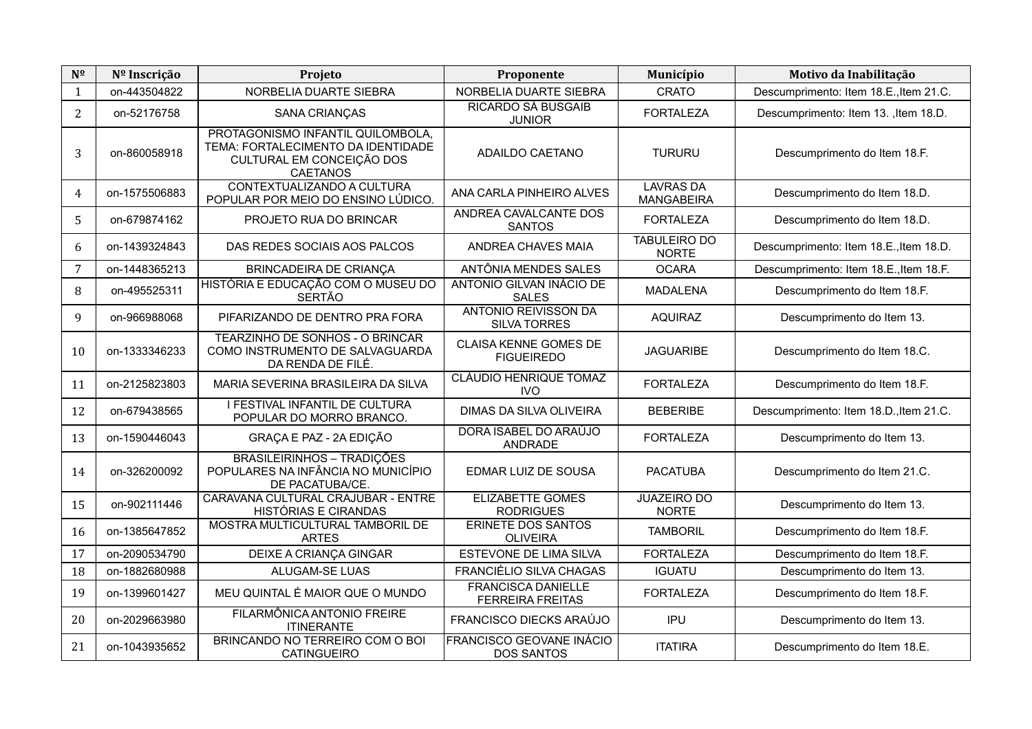| Nº | Nº Inscrição | Projeto | Proponente | Município | Motivo da Inabilitação |
|---|---|---|---|---|---|
| 1 | on-443504822 | NORBELIA DUARTE SIEBRA | NORBELIA DUARTE SIEBRA | CRATO | Descumprimento: Item 18.E.,Item 21.C. |
| 2 | on-52176758 | SANA CRIANÇAS | RICARDO SÁ BUSGAIB JUNIOR | FORTALEZA | Descumprimento: Item 13. ,Item 18.D. |
| 3 | on-860058918 | PROTAGONISMO INFANTIL QUILOMBOLA, TEMA: FORTALECIMENTO DA IDENTIDADE CULTURAL EM CONCEIÇÃO DOS CAETANOS | ADAILDO CAETANO | TURURU | Descumprimento do Item 18.F. |
| 4 | on-1575506883 | CONTEXTUALIZANDO A CULTURA POPULAR POR MEIO DO ENSINO LÚDICO. | ANA CARLA PINHEIRO ALVES | LAVRAS DA MANGABEIRA | Descumprimento do Item 18.D. |
| 5 | on-679874162 | PROJETO RUA DO BRINCAR | ANDREA CAVALCANTE DOS SANTOS | FORTALEZA | Descumprimento do Item 18.D. |
| 6 | on-1439324843 | DAS REDES SOCIAIS AOS PALCOS | ANDREA CHAVES MAIA | TABULEIRO DO NORTE | Descumprimento: Item 18.E.,Item 18.D. |
| 7 | on-1448365213 | BRINCADEIRA DE CRIANÇA | ANTÔNIA MENDES SALES | OCARA | Descumprimento: Item 18.E.,Item 18.F. |
| 8 | on-495525311 | HISTÓRIA E EDUCAÇÃO COM O MUSEU DO SERTÃO | ANTONIO GILVAN INÁCIO DE SALES | MADALENA | Descumprimento do Item 18.F. |
| 9 | on-966988068 | PIFARIZANDO DE DENTRO PRA FORA | ANTONIO REIVISSON DA SILVA TORRES | AQUIRAZ | Descumprimento do Item 13. |
| 10 | on-1333346233 | TEARZINHO DE SONHOS - O BRINCAR COMO INSTRUMENTO DE SALVAGUARDA DA RENDA DE FILÉ. | CLAISA KENNE GOMES DE FIGUEIREDO | JAGUARIBE | Descumprimento do Item 18.C. |
| 11 | on-2125823803 | MARIA SEVERINA BRASILEIRA DA SILVA | CLÁUDIO HENRIQUE TOMAZ IVO | FORTALEZA | Descumprimento do Item 18.F. |
| 12 | on-679438565 | I FESTIVAL INFANTIL DE CULTURA POPULAR DO MORRO BRANCO. | DIMAS DA SILVA OLIVEIRA | BEBERIBE | Descumprimento: Item 18.D.,Item 21.C. |
| 13 | on-1590446043 | GRAÇA E PAZ - 2A EDIÇÃO | DORA ISABEL DO ARAÚJO ANDRADE | FORTALEZA | Descumprimento do Item 13. |
| 14 | on-326200092 | BRASILEIRINHOS – TRADIÇÕES POPULARES NA INFÂNCIA NO MUNICÍPIO DE PACATUBA/CE. | EDMAR LUIZ DE SOUSA | PACATUBA | Descumprimento do Item 21.C. |
| 15 | on-902111446 | CARAVANA CULTURAL CRAJUBAR - ENTRE HISTÓRIAS E CIRANDAS | ELIZABETTE GOMES RODRIGUES | JUAZEIRO DO NORTE | Descumprimento do Item 13. |
| 16 | on-1385647852 | MOSTRA MULTICULTURAL TAMBORIL DE ARTES | ERINETE DOS SANTOS OLIVEIRA | TAMBORIL | Descumprimento do Item 18.F. |
| 17 | on-2090534790 | DEIXE A CRIANÇA GINGAR | ESTEVONE DE LIMA SILVA | FORTALEZA | Descumprimento do Item 18.F. |
| 18 | on-1882680988 | ALUGAM-SE LUAS | FRANCIÉLIO SILVA CHAGAS | IGUATU | Descumprimento do Item 13. |
| 19 | on-1399601427 | MEU QUINTAL É MAIOR QUE O MUNDO | FRANCISCA DANIELLE FERREIRA FREITAS | FORTALEZA | Descumprimento do Item 18.F. |
| 20 | on-2029663980 | FILARMÔNICA ANTONIO FREIRE ITINERANTE | FRANCISCO DIECKS ARAÚJO | IPU | Descumprimento do Item 13. |
| 21 | on-1043935652 | BRINCANDO NO TERREIRO COM O BOI CATINGUEIRO | FRANCISCO GEOVANE INÁCIO DOS SANTOS | ITATIRA | Descumprimento do Item 18.E. |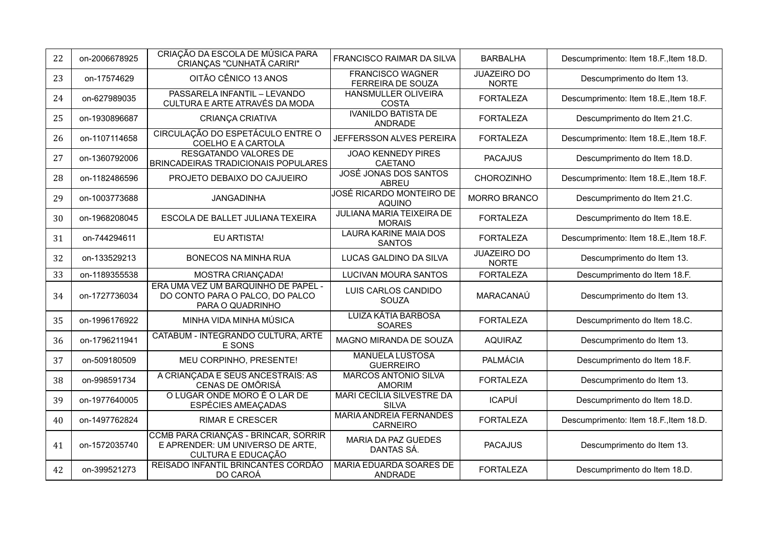| 22 | on-2006678925 | CRIAÇÃO DA ESCOLA DE MÚSICA PARA CRIANÇAS "CUNHATÃ CARIRI" | FRANCISCO RAIMAR DA SILVA | BARBALHA | Descumprimento: Item 18.F.,Item 18.D. |
|---|---|---|---|---|---|
| 23 | on-17574629 | OITÃO CÊNICO 13 ANOS | FRANCISCO WAGNER FERREIRA DE SOUZA | JUAZEIRO DO NORTE | Descumprimento do Item 13. |
| 24 | on-627989035 | PASSARELA INFANTIL – LEVANDO CULTURA E ARTE ATRAVÉS DA MODA | HANSMULLER OLIVEIRA COSTA | FORTALEZA | Descumprimento: Item 18.E.,Item 18.F. |
| 25 | on-1930896687 | CRIANÇA CRIATIVA | IVANILDO BATISTA DE ANDRADE | FORTALEZA | Descumprimento do Item 21.C. |
| 26 | on-1107114658 | CIRCULAÇÃO DO ESPETÁCULO ENTRE O COELHO E A CARTOLA | JEFFERSSON ALVES PEREIRA | FORTALEZA | Descumprimento: Item 18.E.,Item 18.F. |
| 27 | on-1360792006 | RESGATANDO VALORES DE BRINCADEIRAS TRADICIONAIS POPULARES | JOAO KENNEDY PIRES CAETANO | PACAJUS | Descumprimento do Item 18.D. |
| 28 | on-1182486596 | PROJETO DEBAIXO DO CAJUEIRO | JOSÉ JONAS DOS SANTOS ABREU | CHOROZINHO | Descumprimento: Item 18.E.,Item 18.F. |
| 29 | on-1003773688 | JANGADINHA | JOSÉ RICARDO MONTEIRO DE AQUINO | MORRO BRANCO | Descumprimento do Item 21.C. |
| 30 | on-1968208045 | ESCOLA DE BALLET JULIANA TEXEIRA | JULIANA MARIA TEIXEIRA DE MORAIS | FORTALEZA | Descumprimento do Item 18.E. |
| 31 | on-744294611 | EU ARTISTA! | LAURA KARINE MAIA DOS SANTOS | FORTALEZA | Descumprimento: Item 18.E.,Item 18.F. |
| 32 | on-133529213 | BONECOS NA MINHA RUA | LUCAS GALDINO DA SILVA | JUAZEIRO DO NORTE | Descumprimento do Item 13. |
| 33 | on-1189355538 | MOSTRA CRIANÇADA! | LUCIVAN MOURA SANTOS | FORTALEZA | Descumprimento do Item 18.F. |
| 34 | on-1727736034 | ERA UMA VEZ UM BARQUINHO DE PAPEL - DO CONTO PARA O PALCO, DO PALCO PARA O QUADRINHO | LUIS CARLOS CANDIDO SOUZA | MARACANAÚ | Descumprimento do Item 13. |
| 35 | on-1996176922 | MINHA VIDA MINHA MÚSICA | LUIZA KÁTIA BARBOSA SOARES | FORTALEZA | Descumprimento do Item 18.C. |
| 36 | on-1796211941 | CATABUM - INTEGRANDO CULTURA, ARTE E SONS | MAGNO MIRANDA DE SOUZA | AQUIRAZ | Descumprimento do Item 13. |
| 37 | on-509180509 | MEU CORPINHO, PRESENTE! | MANUELA LUSTOSA GUERREIRO | PALMÁCIA | Descumprimento do Item 18.F. |
| 38 | on-998591734 | A CRIANÇADA E SEUS ANCESTRAIS: AS CENAS DE OMÕRISÁ | MARCOS ANTONIO SILVA AMORIM | FORTALEZA | Descumprimento do Item 13. |
| 39 | on-1977640005 | O LUGAR ONDE MORO É O LAR DE ESPÉCIES AMEAÇADAS | MARI CECÍLIA SILVESTRE DA SILVA | ICAPUÍ | Descumprimento do Item 18.D. |
| 40 | on-1497762824 | RIMAR E CRESCER | MARIA ANDREIA FERNANDES CARNEIRO | FORTALEZA | Descumprimento: Item 18.F.,Item 18.D. |
| 41 | on-1572035740 | CCMB PARA CRIANÇAS - BRINCAR, SORRIR E APRENDER: UM UNIVERSO DE ARTE, CULTURA E EDUCAÇÃO | MARIA DA PAZ GUEDES DANTAS SÁ. | PACAJUS | Descumprimento do Item 13. |
| 42 | on-399521273 | REISADO INFANTIL BRINCANTES CORDÃO DO CAROÁ | MARIA EDUARDA SOARES DE ANDRADE | FORTALEZA | Descumprimento do Item 18.D. |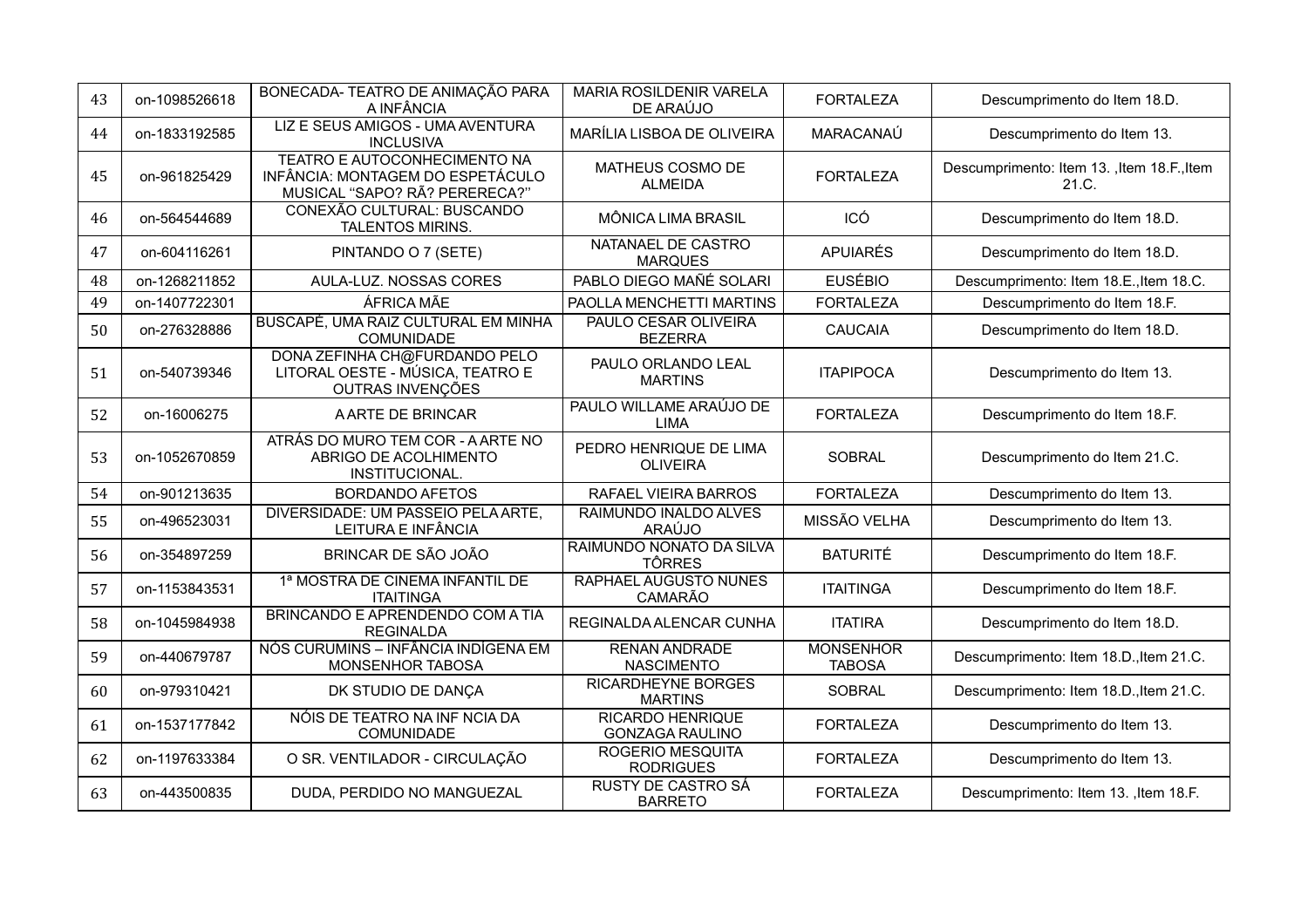| 43 | on-1098526618 | BONECADA- TEATRO DE ANIMAÇÃO PARA A INFÂNCIA | MARIA ROSILDENIR VARELA DE ARAÚJO | FORTALEZA | Descumprimento do Item 18.D. |
|---|---|---|---|---|---|
| 44 | on-1833192585 | LIZ E SEUS AMIGOS - UMA AVENTURA INCLUSIVA | MARÍLIA LISBOA DE OLIVEIRA | MARACANAÚ | Descumprimento do Item 13. |
| 45 | on-961825429 | TEATRO E AUTOCONHECIMENTO NA INFÂNCIA: MONTAGEM DO ESPETÁCULO MUSICAL "SAPO? RÃ? PERERECA?" | MATHEUS COSMO DE ALMEIDA | FORTALEZA | Descumprimento: Item 13. ,Item 18.F.,Item 21.C. |
| 46 | on-564544689 | CONEXÃO CULTURAL: BUSCANDO TALENTOS MIRINS. | MÔNICA LIMA BRASIL | ICÓ | Descumprimento do Item 18.D. |
| 47 | on-604116261 | PINTANDO O 7 (SETE) | NATANAEL DE CASTRO MARQUES | APUIARÉS | Descumprimento do Item 18.D. |
| 48 | on-1268211852 | AULA-LUZ. NOSSAS CORES | PABLO DIEGO MAÑÉ SOLARI | EUSÉBIO | Descumprimento: Item 18.E.,Item 18.C. |
| 49 | on-1407722301 | ÁFRICA MÃE | PAOLLA MENCHETTI MARTINS | FORTALEZA | Descumprimento do Item 18.F. |
| 50 | on-276328886 | BUSCAPÉ, UMA RAIZ CULTURAL EM MINHA COMUNIDADE | PAULO CESAR OLIVEIRA BEZERRA | CAUCAIA | Descumprimento do Item 18.D. |
| 51 | on-540739346 | DONA ZEFINHA CH@FURDANDO PELO LITORAL OESTE - MÚSICA, TEATRO E OUTRAS INVENÇÕES | PAULO ORLANDO LEAL MARTINS | ITAPIPOCA | Descumprimento do Item 13. |
| 52 | on-16006275 | A ARTE DE BRINCAR | PAULO WILLAME ARAÚJO DE LIMA | FORTALEZA | Descumprimento do Item 18.F. |
| 53 | on-1052670859 | ATRÁS DO MURO TEM COR - A ARTE NO ABRIGO DE ACOLHIMENTO INSTITUCIONAL. | PEDRO HENRIQUE DE LIMA OLIVEIRA | SOBRAL | Descumprimento do Item 21.C. |
| 54 | on-901213635 | BORDANDO AFETOS | RAFAEL VIEIRA BARROS | FORTALEZA | Descumprimento do Item 13. |
| 55 | on-496523031 | DIVERSIDADE: UM PASSEIO PELA ARTE, LEITURA E INFÂNCIA | RAIMUNDO INALDO ALVES ARAÚJO | MISSÃO VELHA | Descumprimento do Item 13. |
| 56 | on-354897259 | BRINCAR DE SÃO JOÃO | RAIMUNDO NONATO DA SILVA TÔRRES | BATURITÉ | Descumprimento do Item 18.F. |
| 57 | on-1153843531 | 1ª MOSTRA DE CINEMA INFANTIL DE ITAITINGA | RAPHAEL AUGUSTO NUNES CAMARÃO | ITAITINGA | Descumprimento do Item 18.F. |
| 58 | on-1045984938 | BRINCANDO E APRENDENDO COM A TIA REGINALDA | REGINALDA ALENCAR CUNHA | ITATIRA | Descumprimento do Item 18.D. |
| 59 | on-440679787 | NÓS CURUMINS – INFÂNCIA INDÍGENA EM MONSENHOR TABOSA | RENAN ANDRADE NASCIMENTO | MONSENHOR TABOSA | Descumprimento: Item 18.D.,Item 21.C. |
| 60 | on-979310421 | DK STUDIO DE DANÇA | RICARDHEYNE BORGES MARTINS | SOBRAL | Descumprimento: Item 18.D.,Item 21.C. |
| 61 | on-1537177842 | NÓIS DE TEATRO NA INF NCIA DA COMUNIDADE | RICARDO HENRIQUE GONZAGA RAULINO | FORTALEZA | Descumprimento do Item 13. |
| 62 | on-1197633384 | O SR. VENTILADOR - CIRCULAÇÃO | ROGERIO MESQUITA RODRIGUES | FORTALEZA | Descumprimento do Item 13. |
| 63 | on-443500835 | DUDA, PERDIDO NO MANGUEZAL | RUSTY DE CASTRO SÁ BARRETO | FORTALEZA | Descumprimento: Item 13. ,Item 18.F. |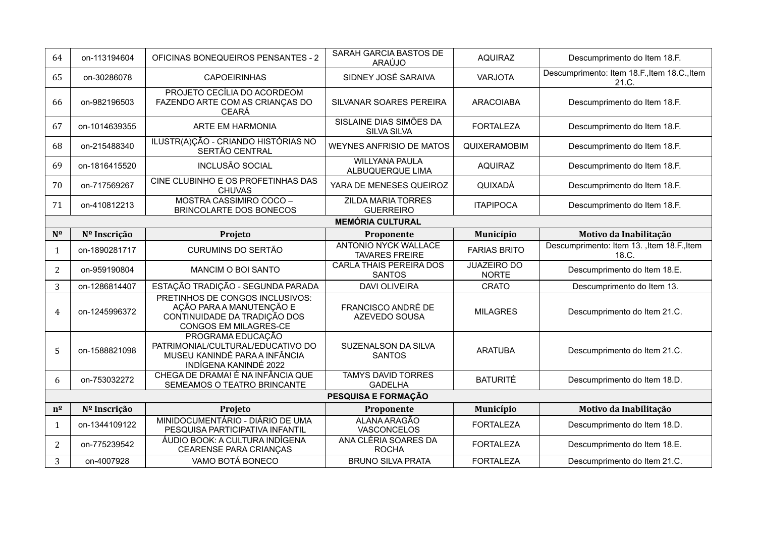| 64 | on-113194604 | OFICINAS BONEQUEIROS PENSANTES - 2 | SARAH GARCIA BASTOS DE ARAÚJO | AQUIRAZ | Descumprimento do Item 18.F. |
|---|---|---|---|---|---|
| 65 | on-30286078 | CAPOEIRINHAS | SIDNEY JOSÉ SARAIVA | VARJOTA | Descumprimento: Item 18.F.,Item 18.C.,Item 21.C. |
| 66 | on-982196503 | PROJETO CECÍLIA DO ACORDEOM FAZENDO ARTE COM AS CRIANÇAS DO CEARÁ | SILVANAR SOARES PEREIRA | ARACOIABA | Descumprimento do Item 18.F. |
| 67 | on-1014639355 | ARTE EM HARMONIA | SISLAINE DIAS SIMÕES DA SILVA SILVA | FORTALEZA | Descumprimento do Item 18.F. |
| 68 | on-215488340 | ILUSTR(A)ÇÃO - CRIANDO HISTÓRIAS NO SERTÃO CENTRAL | WEYNES ANFRISIO DE MATOS | QUIXERAMOBIM | Descumprimento do Item 18.F. |
| 69 | on-1816415520 | INCLUSÃO SOCIAL | WILLYANA PAULA ALBUQUERQUE LIMA | AQUIRAZ | Descumprimento do Item 18.F. |
| 70 | on-717569267 | CINE CLUBINHO E OS PROFETINHAS DAS CHUVAS | YARA DE MENESES QUEIROZ | QUIXADÁ | Descumprimento do Item 18.F. |
| 71 | on-410812213 | MOSTRA CASSIMIRO COCO – BRINCOLARTE DOS BONECOS | ZILDA MARIA TORRES GUERREIRO | ITAPIPOCA | Descumprimento do Item 18.F. |

**MEMÓRIA CULTURAL**

| Nº | Nº Inscrição | Projeto | Proponente | Município | Motivo da Inabilitação |
|---|---|---|---|---|---|
| 1 | on-1890281717 | CURUMINS DO SERTÃO | ANTONIO NYCK WALLACE TAVARES FREIRE | FARIAS BRITO | Descumprimento: Item 13. ,Item 18.F.,Item 18.C. |
| 2 | on-959190804 | MANCIM O BOI SANTO | CARLA THAIS PEREIRA DOS SANTOS | JUAZEIRO DO NORTE | Descumprimento do Item 18.E. |
| 3 | on-1286814407 | ESTAÇÃO TRADIÇÃO - SEGUNDA PARADA | DAVI OLIVEIRA | CRATO | Descumprimento do Item 13. |
| 4 | on-1245996372 | PRETINHOS DE CONGOS INCLUSIVOS: AÇÃO PARA A MANUTENÇÃO E CONTINUIDADE DA TRADIÇÃO DOS CONGOS EM MILAGRES-CE | FRANCISCO ANDRÉ DE AZEVEDO SOUSA | MILAGRES | Descumprimento do Item 21.C. |
| 5 | on-1588821098 | PROGRAMA EDUCAÇÃO PATRIMONIAL/CULTURAL/EDUCATIVO DO MUSEU KANINDÉ PARA A INFÂNCIA INDÍGENA KANINDÉ 2022 | SUZENALSON DA SILVA SANTOS | ARATUBA | Descumprimento do Item 21.C. |
| 6 | on-753032272 | CHEGA DE DRAMA! É NA INFÂNCIA QUE SEMEAMOS O TEATRO BRINCANTE | TAMYS DAVID TORRES GADELHA | BATURITÉ | Descumprimento do Item 18.D. |

**PESQUISA E FORMAÇÃO**

| nº | Nº Inscrição | Projeto | Proponente | Município | Motivo da Inabilitação |
|---|---|---|---|---|---|
| 1 | on-1344109122 | MINIDOCUMENTÁRIO - DIÁRIO DE UMA PESQUISA PARTICIPATIVA INFANTIL | ALANA ARAGÃO VASCONCELOS | FORTALEZA | Descumprimento do Item 18.D. |
| 2 | on-775239542 | ÁUDIO BOOK: A CULTURA INDÍGENA CEARENSE PARA CRIANÇAS | ANA CLÉRIA SOARES DA ROCHA | FORTALEZA | Descumprimento do Item 18.E. |
| 3 | on-4007928 | VAMO BOTÁ BONECO | BRUNO SILVA PRATA | FORTALEZA | Descumprimento do Item 21.C. |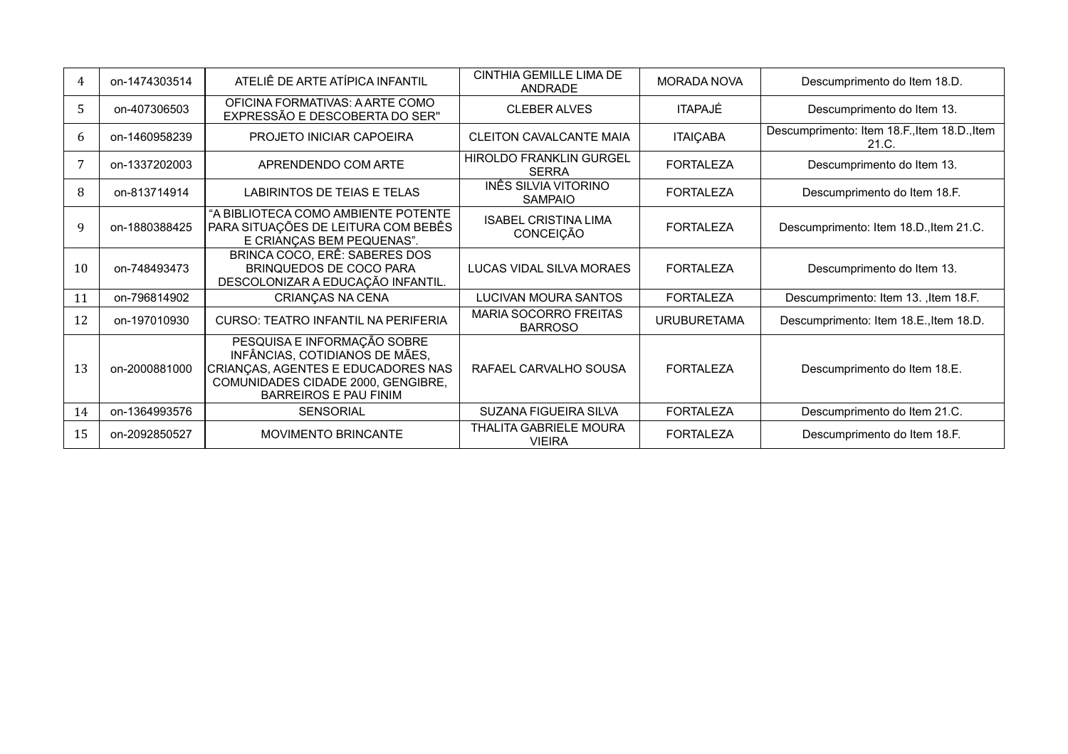| | | | | | |
|---|---|---|---|---|---|
| 4 | on-1474303514 | ATELIÊ DE ARTE ATÍPICA INFANTIL | CINTHIA GEMILLE LIMA DE ANDRADE | MORADA NOVA | Descumprimento do Item 18.D. |
| 5 | on-407306503 | OFICINA FORMATIVAS: A ARTE COMO EXPRESSÃO E DESCOBERTA DO SER" | CLEBER ALVES | ITAPAJÉ | Descumprimento do Item 13. |
| 6 | on-1460958239 | PROJETO INICIAR CAPOEIRA | CLEITON CAVALCANTE MAIA | ITAIÇABA | Descumprimento: Item 18.F.,Item 18.D.,Item 21.C. |
| 7 | on-1337202003 | APRENDENDO COM ARTE | HIROLDO FRANKLIN GURGEL SERRA | FORTALEZA | Descumprimento do Item 13. |
| 8 | on-813714914 | LABIRINTOS DE TEIAS E TELAS | INÊS SILVIA VITORINO SAMPAIO | FORTALEZA | Descumprimento do Item 18.F. |
| 9 | on-1880388425 | "A BIBLIOTECA COMO AMBIENTE POTENTE PARA SITUAÇÕES DE LEITURA COM BEBÊS E CRIANÇAS BEM PEQUENAS". | ISABEL CRISTINA LIMA CONCEIÇÃO | FORTALEZA | Descumprimento: Item 18.D.,Item 21.C. |
| 10 | on-748493473 | BRINCA COCO, ERÊ: SABERES DOS BRINQUEDOS DE COCO PARA DESCOLONIZAR A EDUCAÇÃO INFANTIL. | LUCAS VIDAL SILVA MORAES | FORTALEZA | Descumprimento do Item 13. |
| 11 | on-796814902 | CRIANÇAS NA CENA | LUCIVAN MOURA SANTOS | FORTALEZA | Descumprimento: Item 13. ,Item 18.F. |
| 12 | on-197010930 | CURSO: TEATRO INFANTIL NA PERIFERIA | MARIA SOCORRO FREITAS BARROSO | URUBURETAMA | Descumprimento: Item 18.E.,Item 18.D. |
| 13 | on-2000881000 | PESQUISA E INFORMAÇÃO SOBRE INFÂNCIAS, COTIDIANOS DE MÃES, CRIANÇAS, AGENTES E EDUCADORES NAS COMUNIDADES CIDADE 2000, GENGIBRE, BARREIROS E PAU FINIM | RAFAEL CARVALHO SOUSA | FORTALEZA | Descumprimento do Item 18.E. |
| 14 | on-1364993576 | SENSORIAL | SUZANA FIGUEIRA SILVA | FORTALEZA | Descumprimento do Item 21.C. |
| 15 | on-2092850527 | MOVIMENTO BRINCANTE | THALITA GABRIELE MOURA VIEIRA | FORTALEZA | Descumprimento do Item 18.F. |